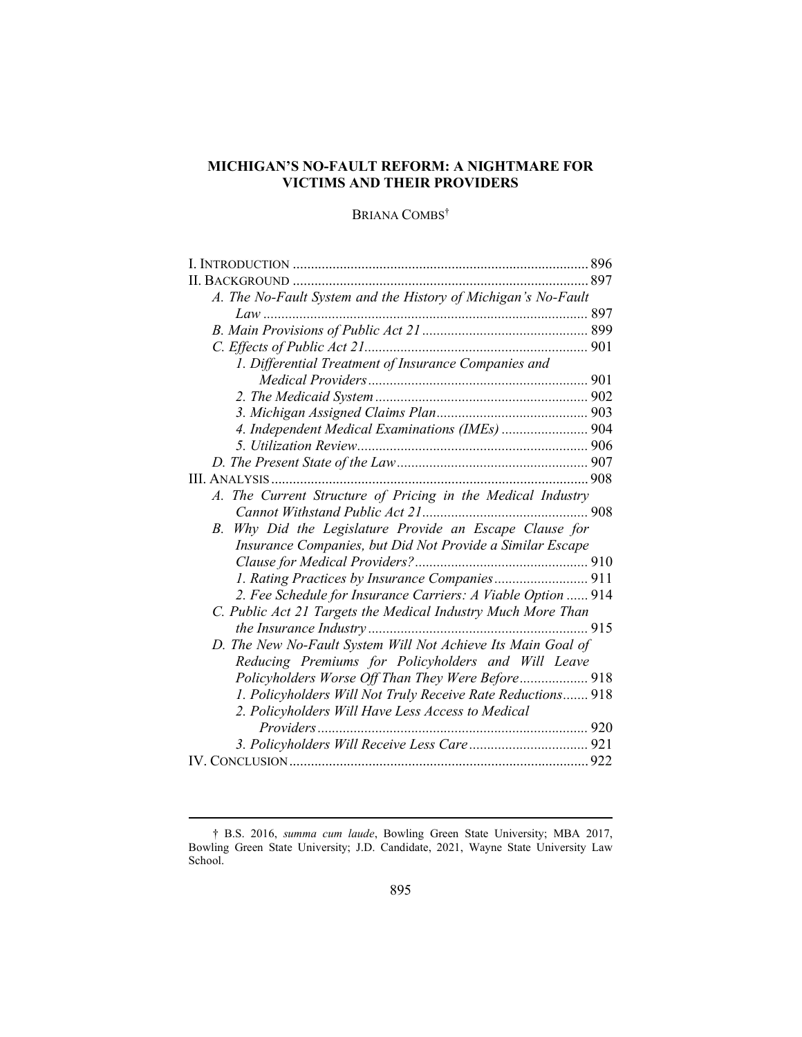# MICHIGAN'S NO-FAULT REFORM: A NIGHTMARE FOR VICTIMS AND THEIR PROVIDERS

BRIANA COMBS†

I. INTRODUCTION .......... 896
II. BACKGROUND .......... 897
  A. The No-Fault System and the History of Michigan's No-Fault Law .......... 897
  B. Main Provisions of Public Act 21 .......... 899
  C. Effects of Public Act 21 .......... 901
    1. Differential Treatment of Insurance Companies and Medical Providers .......... 901
    2. The Medicaid System .......... 902
    3. Michigan Assigned Claims Plan .......... 903
    4. Independent Medical Examinations (IMEs) .......... 904
    5. Utilization Review .......... 906
  D. The Present State of the Law .......... 907
III. ANALYSIS .......... 908
  A. The Current Structure of Pricing in the Medical Industry Cannot Withstand Public Act 21 .......... 908
  B. Why Did the Legislature Provide an Escape Clause for Insurance Companies, but Did Not Provide a Similar Escape Clause for Medical Providers? .......... 910
    1. Rating Practices by Insurance Companies .......... 911
    2. Fee Schedule for Insurance Carriers: A Viable Option .......... 914
  C. Public Act 21 Targets the Medical Industry Much More Than the Insurance Industry .......... 915
  D. The New No-Fault System Will Not Achieve Its Main Goal of Reducing Premiums for Policyholders and Will Leave Policyholders Worse Off Than They Were Before .......... 918
    1. Policyholders Will Not Truly Receive Rate Reductions .......... 918
    2. Policyholders Will Have Less Access to Medical Providers .......... 920
    3. Policyholders Will Receive Less Care .......... 921
IV. CONCLUSION .......... 922

---

† B.S. 2016, *summa cum laude*, Bowling Green State University; MBA 2017, Bowling Green State University; J.D. Candidate, 2021, Wayne State University Law School.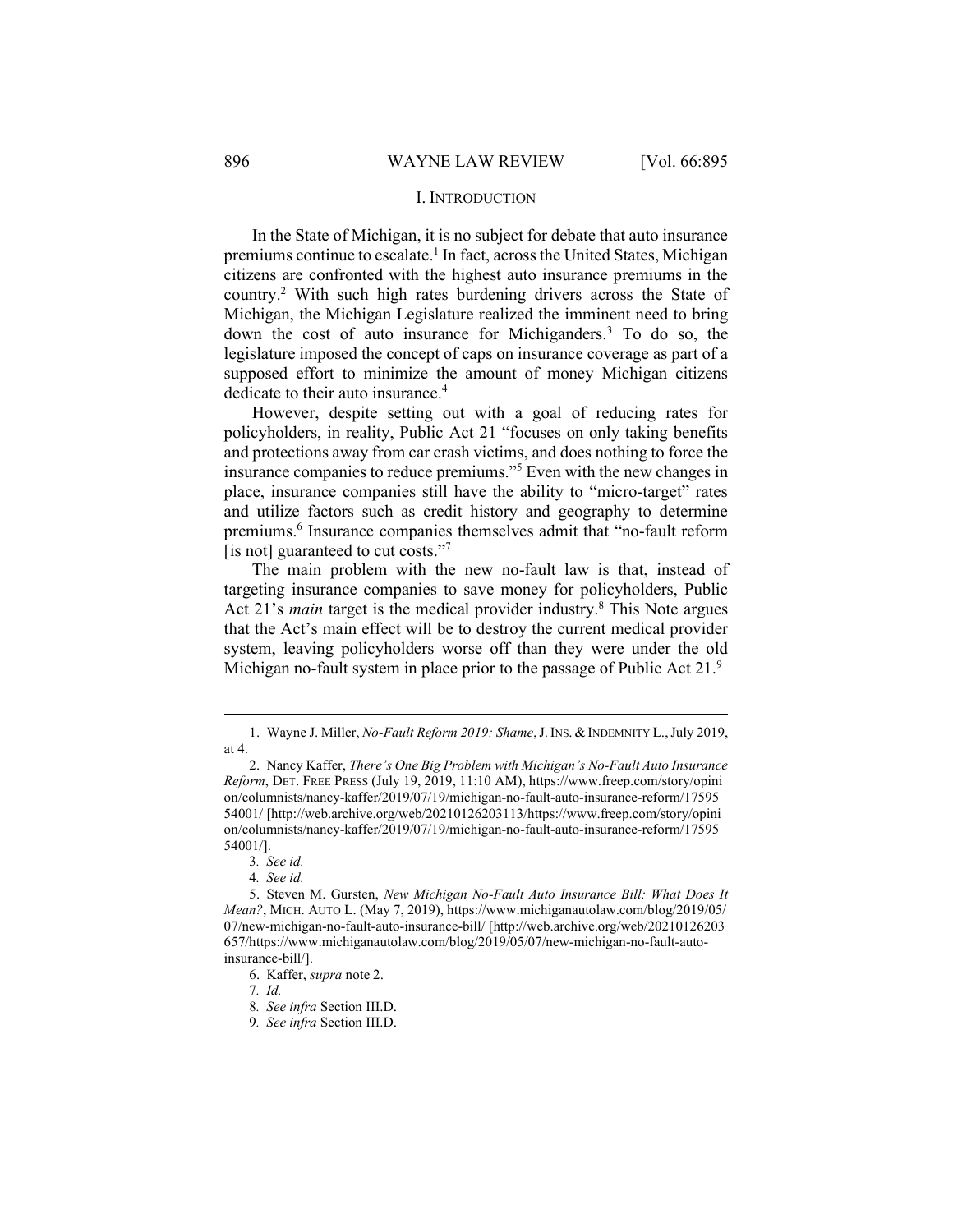## I. INTRODUCTION

In the State of Michigan, it is no subject for debate that auto insurance premiums continue to escalate.[1] In fact, across the United States, Michigan citizens are confronted with the highest auto insurance premiums in the country.[2] With such high rates burdening drivers across the State of Michigan, the Michigan Legislature realized the imminent need to bring down the cost of auto insurance for Michiganders.[3] To do so, the legislature imposed the concept of caps on insurance coverage as part of a supposed effort to minimize the amount of money Michigan citizens dedicate to their auto insurance.[4]

However, despite setting out with a goal of reducing rates for policyholders, in reality, Public Act 21 "focuses on only taking benefits and protections away from car crash victims, and does nothing to force the insurance companies to reduce premiums."[5] Even with the new changes in place, insurance companies still have the ability to "micro-target" rates and utilize factors such as credit history and geography to determine premiums.[6] Insurance companies themselves admit that "no-fault reform [is not] guaranteed to cut costs."[7]

The main problem with the new no-fault law is that, instead of targeting insurance companies to save money for policyholders, Public Act 21's *main* target is the medical provider industry.[8] This Note argues that the Act's main effect will be to destroy the current medical provider system, leaving policyholders worse off than they were under the old Michigan no-fault system in place prior to the passage of Public Act 21.[9]

---

1. Wayne J. Miller, *No-Fault Reform 2019: Shame*, J. INS. & INDEMNITY L., July 2019, at 4.

2. Nancy Kaffer, *There's One Big Problem with Michigan's No-Fault Auto Insurance Reform*, DET. FREE PRESS (July 19, 2019, 11:10 AM), https://www.freep.com/story/opinion/columnists/nancy-kaffer/2019/07/19/michigan-no-fault-auto-insurance-reform/1759554001/ [http://web.archive.org/web/20210126203113/https://www.freep.com/story/opinion/columnists/nancy-kaffer/2019/07/19/michigan-no-fault-auto-insurance-reform/1759554001/].

3. *See id.*

4. *See id.*

5. Steven M. Gursten, *New Michigan No-Fault Auto Insurance Bill: What Does It Mean?*, MICH. AUTO L. (May 7, 2019), https://www.michiganautolaw.com/blog/2019/05/07/new-michigan-no-fault-auto-insurance-bill/ [http://web.archive.org/web/20210126203657/https://www.michiganautolaw.com/blog/2019/05/07/new-michigan-no-fault-auto-insurance-bill/].

6. Kaffer, *supra* note 2.

7. *Id.*

8. *See infra* Section III.D.

9. *See infra* Section III.D.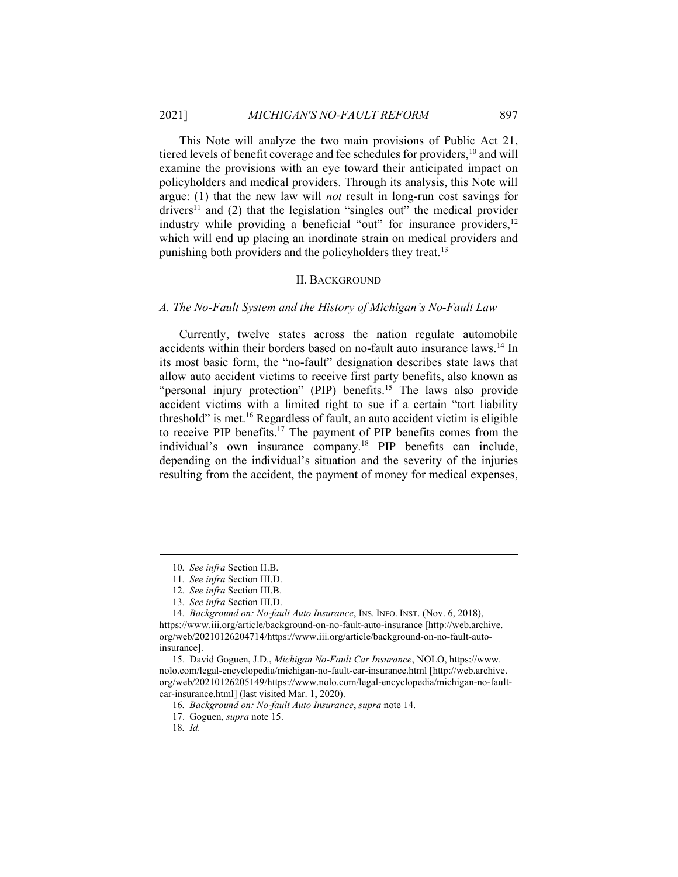This Note will analyze the two main provisions of Public Act 21, tiered levels of benefit coverage and fee schedules for providers,[10] and will examine the provisions with an eye toward their anticipated impact on policyholders and medical providers. Through its analysis, this Note will argue: (1) that the new law will *not* result in long-run cost savings for drivers[11] and (2) that the legislation "singles out" the medical provider industry while providing a beneficial "out" for insurance providers,[12] which will end up placing an inordinate strain on medical providers and punishing both providers and the policyholders they treat.[13]

## II. BACKGROUND

### *A. The No-Fault System and the History of Michigan's No-Fault Law*

Currently, twelve states across the nation regulate automobile accidents within their borders based on no-fault auto insurance laws.[14] In its most basic form, the "no-fault" designation describes state laws that allow auto accident victims to receive first party benefits, also known as "personal injury protection" (PIP) benefits.[15] The laws also provide accident victims with a limited right to sue if a certain "tort liability threshold" is met.[16] Regardless of fault, an auto accident victim is eligible to receive PIP benefits.[17] The payment of PIP benefits comes from the individual's own insurance company.[18] PIP benefits can include, depending on the individual's situation and the severity of the injuries resulting from the accident, the payment of money for medical expenses,

---

10. *See infra* Section II.B.

11. *See infra* Section III.D.

12. *See infra* Section III.B.

13. *See infra* Section III.D.

14. *Background on: No-fault Auto Insurance*, INS. INFO. INST. (Nov. 6, 2018), https://www.iii.org/article/background-on-no-fault-auto-insurance [http://web.archive.org/web/20210126204714/https://www.iii.org/article/background-on-no-fault-auto-insurance].

15. David Goguen, J.D., *Michigan No-Fault Car Insurance*, NOLO, https://www.nolo.com/legal-encyclopedia/michigan-no-fault-car-insurance.html [http://web.archive.org/web/20210126205149/https://www.nolo.com/legal-encyclopedia/michigan-no-fault-car-insurance.html] (last visited Mar. 1, 2020).

16. *Background on: No-fault Auto Insurance*, *supra* note 14.

17. Goguen, *supra* note 15.

18. *Id.*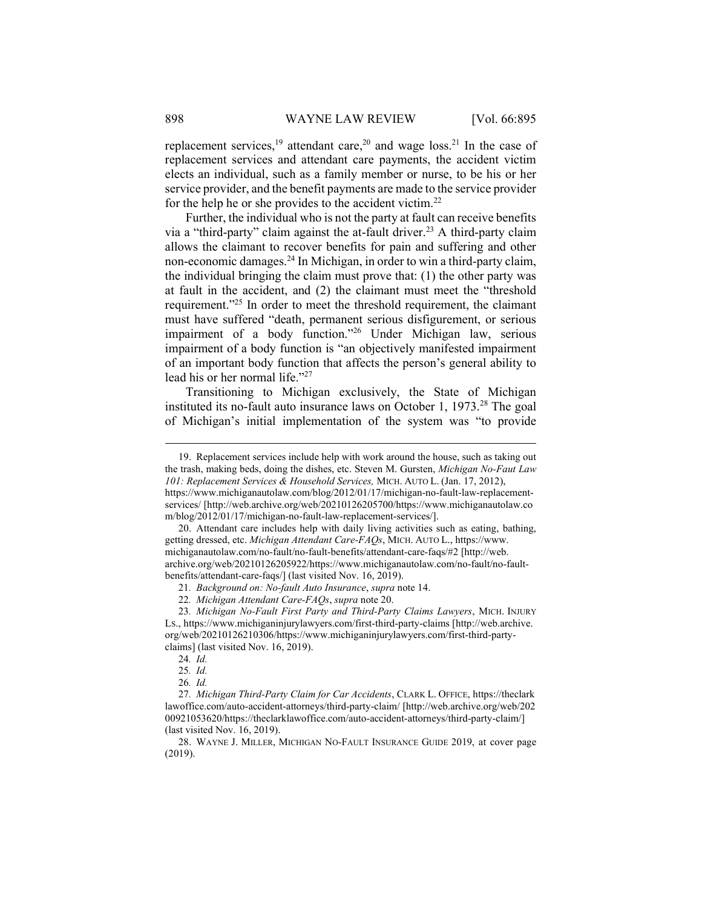replacement services,[19] attendant care,[20] and wage loss.[21] In the case of replacement services and attendant care payments, the accident victim elects an individual, such as a family member or nurse, to be his or her service provider, and the benefit payments are made to the service provider for the help he or she provides to the accident victim.[22]

Further, the individual who is not the party at fault can receive benefits via a "third-party" claim against the at-fault driver.[23] A third-party claim allows the claimant to recover benefits for pain and suffering and other non-economic damages.[24] In Michigan, in order to win a third-party claim, the individual bringing the claim must prove that: (1) the other party was at fault in the accident, and (2) the claimant must meet the "threshold requirement."[25] In order to meet the threshold requirement, the claimant must have suffered "death, permanent serious disfigurement, or serious impairment of a body function."[26] Under Michigan law, serious impairment of a body function is "an objectively manifested impairment of an important body function that affects the person's general ability to lead his or her normal life."[27]

Transitioning to Michigan exclusively, the State of Michigan instituted its no-fault auto insurance laws on October 1, 1973.[28] The goal of Michigan's initial implementation of the system was "to provide

---

19. Replacement services include help with work around the house, such as taking out the trash, making beds, doing the dishes, etc. Steven M. Gursten, *Michigan No-Faut Law 101: Replacement Services & Household Services,* MICH. AUTO L. (Jan. 17, 2012), https://www.michiganautolaw.com/blog/2012/01/17/michigan-no-fault-law-replacement-services/ [http://web.archive.org/web/20210126205700/https://www.michiganautolaw.com/blog/2012/01/17/michigan-no-fault-law-replacement-services/].

20. Attendant care includes help with daily living activities such as eating, bathing, getting dressed, etc. *Michigan Attendant Care-FAQs*, MICH. AUTO L., https://www.michiganautolaw.com/no-fault/no-fault-benefits/attendant-care-faqs/#2 [http://web.archive.org/web/20210126205922/https://www.michiganautolaw.com/no-fault/no-fault-benefits/attendant-care-faqs/] (last visited Nov. 16, 2019).

21. *Background on: No-fault Auto Insurance*, *supra* note 14.

22. *Michigan Attendant Care-FAQs*, *supra* note 20.

23. *Michigan No-Fault First Party and Third-Party Claims Lawyers*, MICH. INJURY LS., https://www.michiganinjurylawyers.com/first-third-party-claims [http://web.archive.org/web/20210126210306/https://www.michiganinjurylawyers.com/first-third-party-claims] (last visited Nov. 16, 2019).

24. *Id.*

25. *Id.*

26. *Id.*

27. *Michigan Third-Party Claim for Car Accidents*, CLARK L. OFFICE, https://theclarklawoffice.com/auto-accident-attorneys/third-party-claim/ [http://web.archive.org/web/20200921053620/https://theclarklawoffice.com/auto-accident-attorneys/third-party-claim/] (last visited Nov. 16, 2019).

28. WAYNE J. MILLER, MICHIGAN NO-FAULT INSURANCE GUIDE 2019, at cover page (2019).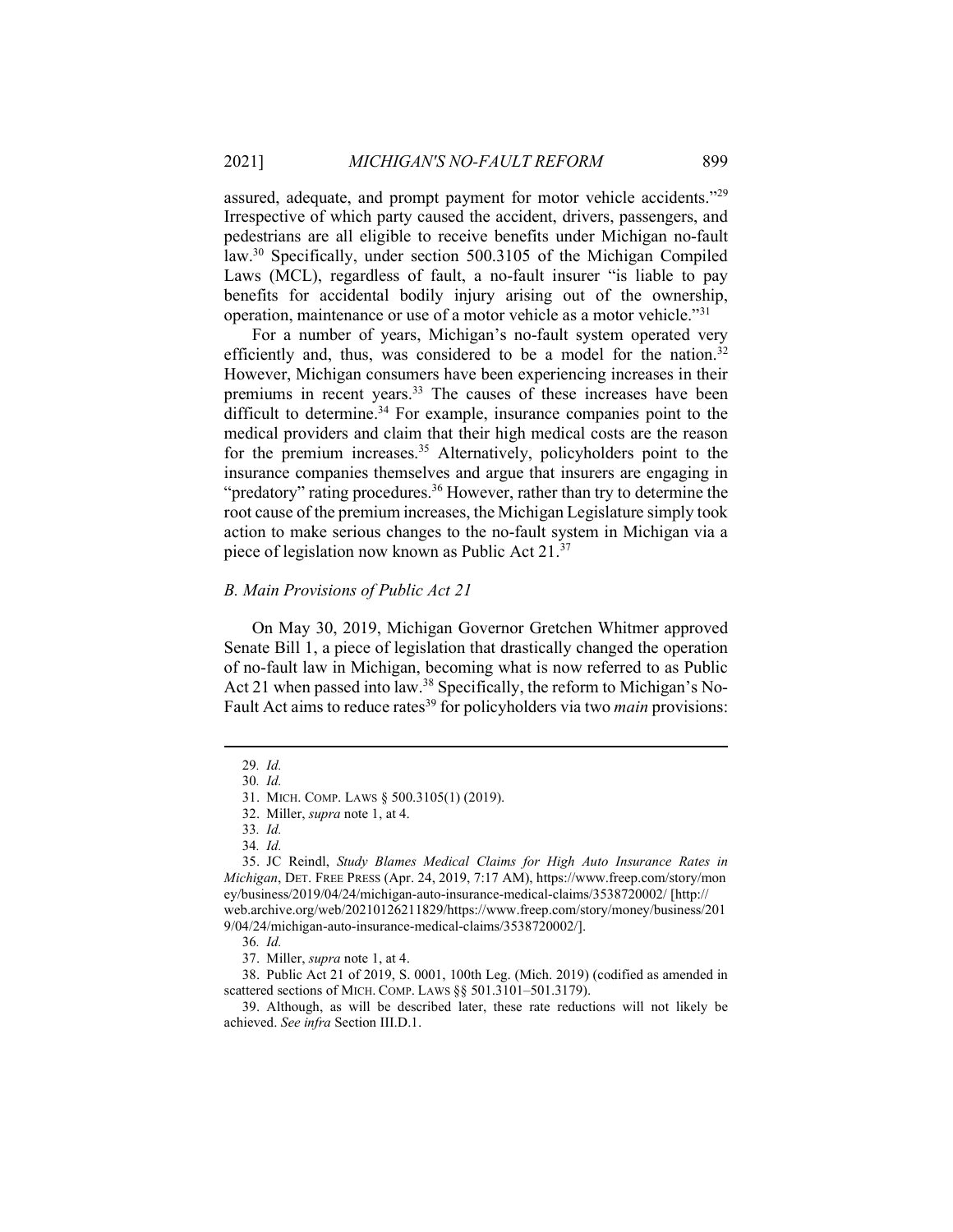assured, adequate, and prompt payment for motor vehicle accidents."[29] Irrespective of which party caused the accident, drivers, passengers, and pedestrians are all eligible to receive benefits under Michigan no-fault law.[30] Specifically, under section 500.3105 of the Michigan Compiled Laws (MCL), regardless of fault, a no-fault insurer "is liable to pay benefits for accidental bodily injury arising out of the ownership, operation, maintenance or use of a motor vehicle as a motor vehicle."[31]

For a number of years, Michigan's no-fault system operated very efficiently and, thus, was considered to be a model for the nation.[32] However, Michigan consumers have been experiencing increases in their premiums in recent years.[33] The causes of these increases have been difficult to determine.[34] For example, insurance companies point to the medical providers and claim that their high medical costs are the reason for the premium increases.[35] Alternatively, policyholders point to the insurance companies themselves and argue that insurers are engaging in "predatory" rating procedures.[36] However, rather than try to determine the root cause of the premium increases, the Michigan Legislature simply took action to make serious changes to the no-fault system in Michigan via a piece of legislation now known as Public Act 21.[37]

### *B. Main Provisions of Public Act 21*

On May 30, 2019, Michigan Governor Gretchen Whitmer approved Senate Bill 1, a piece of legislation that drastically changed the operation of no-fault law in Michigan, becoming what is now referred to as Public Act 21 when passed into law.[38] Specifically, the reform to Michigan's No-Fault Act aims to reduce rates[39] for policyholders via two *main* provisions:

---

29. *Id.*

30. *Id.*

31. MICH. COMP. LAWS § 500.3105(1) (2019).

32. Miller, *supra* note 1, at 4.

33. *Id.*

34. *Id.*

35. JC Reindl, *Study Blames Medical Claims for High Auto Insurance Rates in Michigan*, DET. FREE PRESS (Apr. 24, 2019, 7:17 AM), https://www.freep.com/story/money/business/2019/04/24/michigan-auto-insurance-medical-claims/3538720002/ [http://web.archive.org/web/20210126211829/https://www.freep.com/story/money/business/2019/04/24/michigan-auto-insurance-medical-claims/3538720002/].

36. *Id.*

37. Miller, *supra* note 1, at 4.

38. Public Act 21 of 2019, S. 0001, 100th Leg. (Mich. 2019) (codified as amended in scattered sections of MICH. COMP. LAWS §§ 501.3101–501.3179).

39. Although, as will be described later, these rate reductions will not likely be achieved. *See infra* Section III.D.1.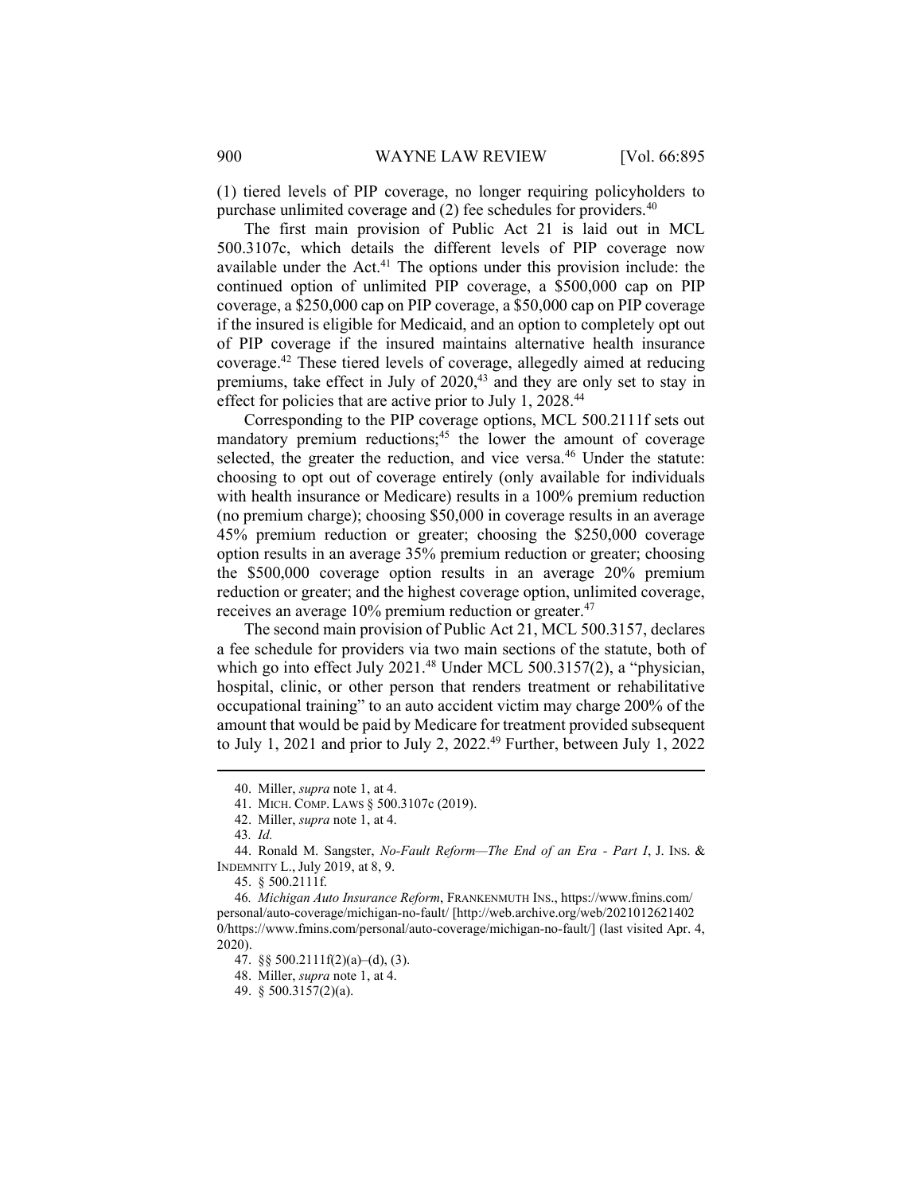(1) tiered levels of PIP coverage, no longer requiring policyholders to purchase unlimited coverage and (2) fee schedules for providers.[40]

The first main provision of Public Act 21 is laid out in MCL 500.3107c, which details the different levels of PIP coverage now available under the Act.[41] The options under this provision include: the continued option of unlimited PIP coverage, a $500,000 cap on PIP coverage, a $250,000 cap on PIP coverage, a $50,000 cap on PIP coverage if the insured is eligible for Medicaid, and an option to completely opt out of PIP coverage if the insured maintains alternative health insurance coverage.[42] These tiered levels of coverage, allegedly aimed at reducing premiums, take effect in July of 2020,[43] and they are only set to stay in effect for policies that are active prior to July 1, 2028.[44]

Corresponding to the PIP coverage options, MCL 500.2111f sets out mandatory premium reductions;[45] the lower the amount of coverage selected, the greater the reduction, and vice versa.[46] Under the statute: choosing to opt out of coverage entirely (only available for individuals with health insurance or Medicare) results in a 100% premium reduction (no premium charge); choosing $50,000 in coverage results in an average 45% premium reduction or greater; choosing the $250,000 coverage option results in an average 35% premium reduction or greater; choosing the $500,000 coverage option results in an average 20% premium reduction or greater; and the highest coverage option, unlimited coverage, receives an average 10% premium reduction or greater.[47]

The second main provision of Public Act 21, MCL 500.3157, declares a fee schedule for providers via two main sections of the statute, both of which go into effect July 2021.[48] Under MCL 500.3157(2), a "physician, hospital, clinic, or other person that renders treatment or rehabilitative occupational training" to an auto accident victim may charge 200% of the amount that would be paid by Medicare for treatment provided subsequent to July 1, 2021 and prior to July 2, 2022.[49] Further, between July 1, 2022

---

40. Miller, *supra* note 1, at 4.

41. MICH. COMP. LAWS § 500.3107c (2019).

42. Miller, *supra* note 1, at 4.

43. *Id.*

44. Ronald M. Sangster, *No-Fault Reform—The End of an Era - Part I*, J. INS. & INDEMNITY L., July 2019, at 8, 9.

45. § 500.2111f.

46. *Michigan Auto Insurance Reform*, FRANKENMUTH INS., https://www.fmins.com/personal/auto-coverage/michigan-no-fault/ [http://web.archive.org/web/20210126214020/https://www.fmins.com/personal/auto-coverage/michigan-no-fault/] (last visited Apr. 4, 2020).

47. §§ 500.2111f(2)(a)–(d), (3).

48. Miller, *supra* note 1, at 4.

49. § 500.3157(2)(a).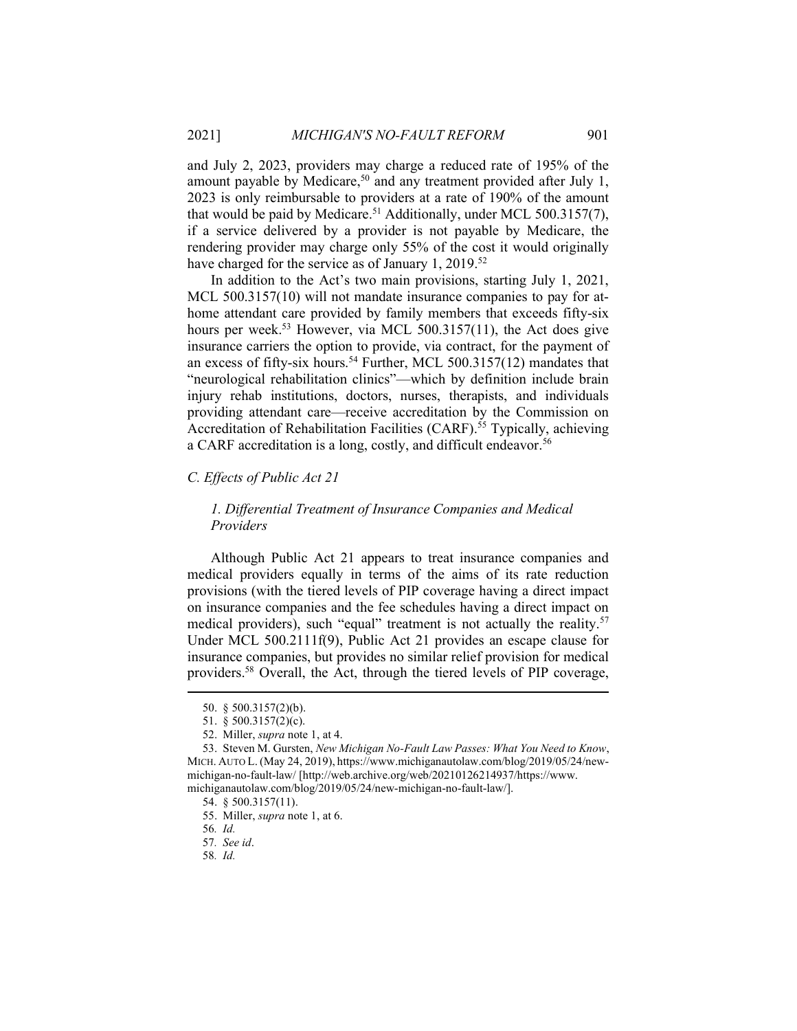and July 2, 2023, providers may charge a reduced rate of 195% of the amount payable by Medicare,[50] and any treatment provided after July 1, 2023 is only reimbursable to providers at a rate of 190% of the amount that would be paid by Medicare.[51] Additionally, under MCL 500.3157(7), if a service delivered by a provider is not payable by Medicare, the rendering provider may charge only 55% of the cost it would originally have charged for the service as of January 1, 2019.[52]

In addition to the Act's two main provisions, starting July 1, 2021, MCL 500.3157(10) will not mandate insurance companies to pay for at-home attendant care provided by family members that exceeds fifty-six hours per week.[53] However, via MCL 500.3157(11), the Act does give insurance carriers the option to provide, via contract, for the payment of an excess of fifty-six hours.[54] Further, MCL 500.3157(12) mandates that "neurological rehabilitation clinics"—which by definition include brain injury rehab institutions, doctors, nurses, therapists, and individuals providing attendant care—receive accreditation by the Commission on Accreditation of Rehabilitation Facilities (CARF).[55] Typically, achieving a CARF accreditation is a long, costly, and difficult endeavor.[56]

### *C. Effects of Public Act 21*

#### *1. Differential Treatment of Insurance Companies and Medical Providers*

Although Public Act 21 appears to treat insurance companies and medical providers equally in terms of the aims of its rate reduction provisions (with the tiered levels of PIP coverage having a direct impact on insurance companies and the fee schedules having a direct impact on medical providers), such "equal" treatment is not actually the reality.[57] Under MCL 500.2111f(9), Public Act 21 provides an escape clause for insurance companies, but provides no similar relief provision for medical providers.[58] Overall, the Act, through the tiered levels of PIP coverage,

---

50. § 500.3157(2)(b).

51. § 500.3157(2)(c).

52. Miller, *supra* note 1, at 4.

53. Steven M. Gursten, *New Michigan No-Fault Law Passes: What You Need to Know*, MICH. AUTO L. (May 24, 2019), https://www.michiganautolaw.com/blog/2019/05/24/new-michigan-no-fault-law/ [http://web.archive.org/web/20210126214937/https://www.michiganautolaw.com/blog/2019/05/24/new-michigan-no-fault-law/].

54. § 500.3157(11).

55. Miller, *supra* note 1, at 6.

56. *Id.*

57. *See id*.

58. *Id.*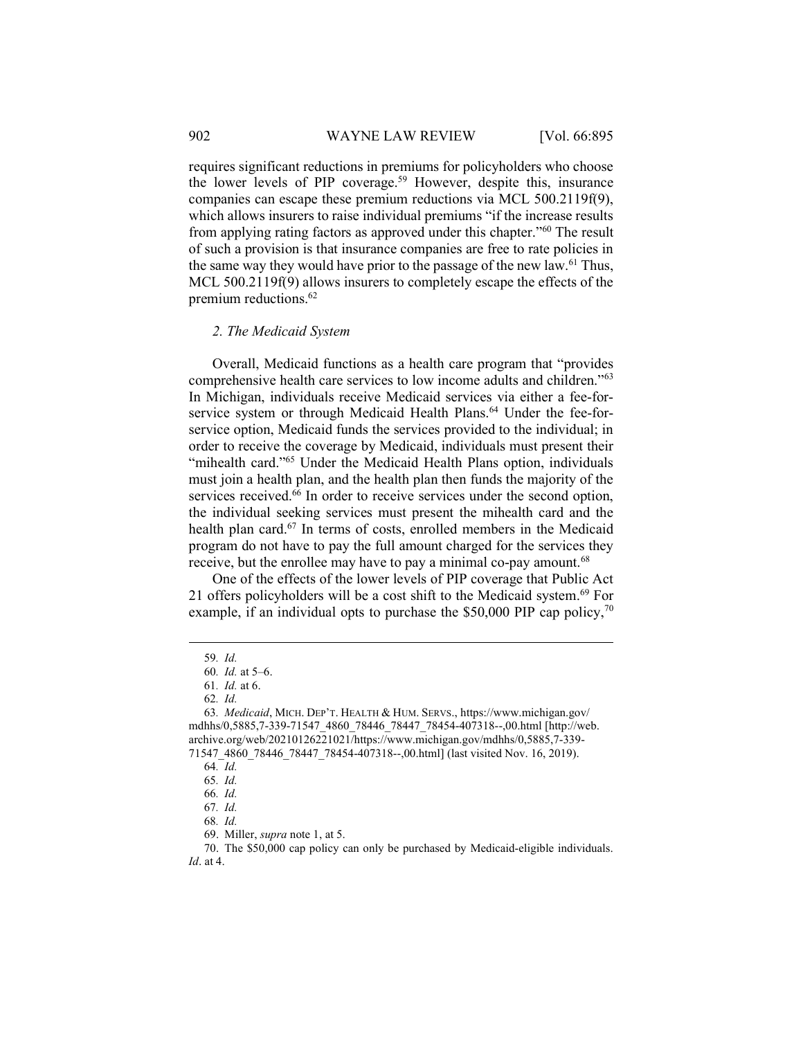requires significant reductions in premiums for policyholders who choose the lower levels of PIP coverage.[59] However, despite this, insurance companies can escape these premium reductions via MCL 500.2119f(9), which allows insurers to raise individual premiums "if the increase results from applying rating factors as approved under this chapter."[60] The result of such a provision is that insurance companies are free to rate policies in the same way they would have prior to the passage of the new law.[61] Thus, MCL 500.2119f(9) allows insurers to completely escape the effects of the premium reductions.[62]

### *2. The Medicaid System*

Overall, Medicaid functions as a health care program that "provides comprehensive health care services to low income adults and children."[63] In Michigan, individuals receive Medicaid services via either a fee-for-service system or through Medicaid Health Plans.[64] Under the fee-for-service option, Medicaid funds the services provided to the individual; in order to receive the coverage by Medicaid, individuals must present their "mihealth card."[65] Under the Medicaid Health Plans option, individuals must join a health plan, and the health plan then funds the majority of the services received.[66] In order to receive services under the second option, the individual seeking services must present the mihealth card and the health plan card.[67] In terms of costs, enrolled members in the Medicaid program do not have to pay the full amount charged for the services they receive, but the enrollee may have to pay a minimal co-pay amount.[68]

One of the effects of the lower levels of PIP coverage that Public Act 21 offers policyholders will be a cost shift to the Medicaid system.[69] For example, if an individual opts to purchase the $50,000 PIP cap policy,[70]

---

59. *Id.*

60. *Id.* at 5–6.

61. *Id.* at 6.

62. *Id.*

63. *Medicaid*, MICH. DEP'T. HEALTH & HUM. SERVS., https://www.michigan.gov/mdhhs/0,5885,7-339-71547_4860_78446_78447_78454-407318--,00.html [http://web.archive.org/web/20210126221021/https://www.michigan.gov/mdhhs/0,5885,7-339-71547_4860_78446_78447_78454-407318--,00.html] (last visited Nov. 16, 2019).

64. *Id.*

65. *Id.*

66. *Id.*

67. *Id.*

68. *Id.*

69. Miller, *supra* note 1, at 5.

70. The $50,000 cap policy can only be purchased by Medicaid-eligible individuals. *Id*. at 4.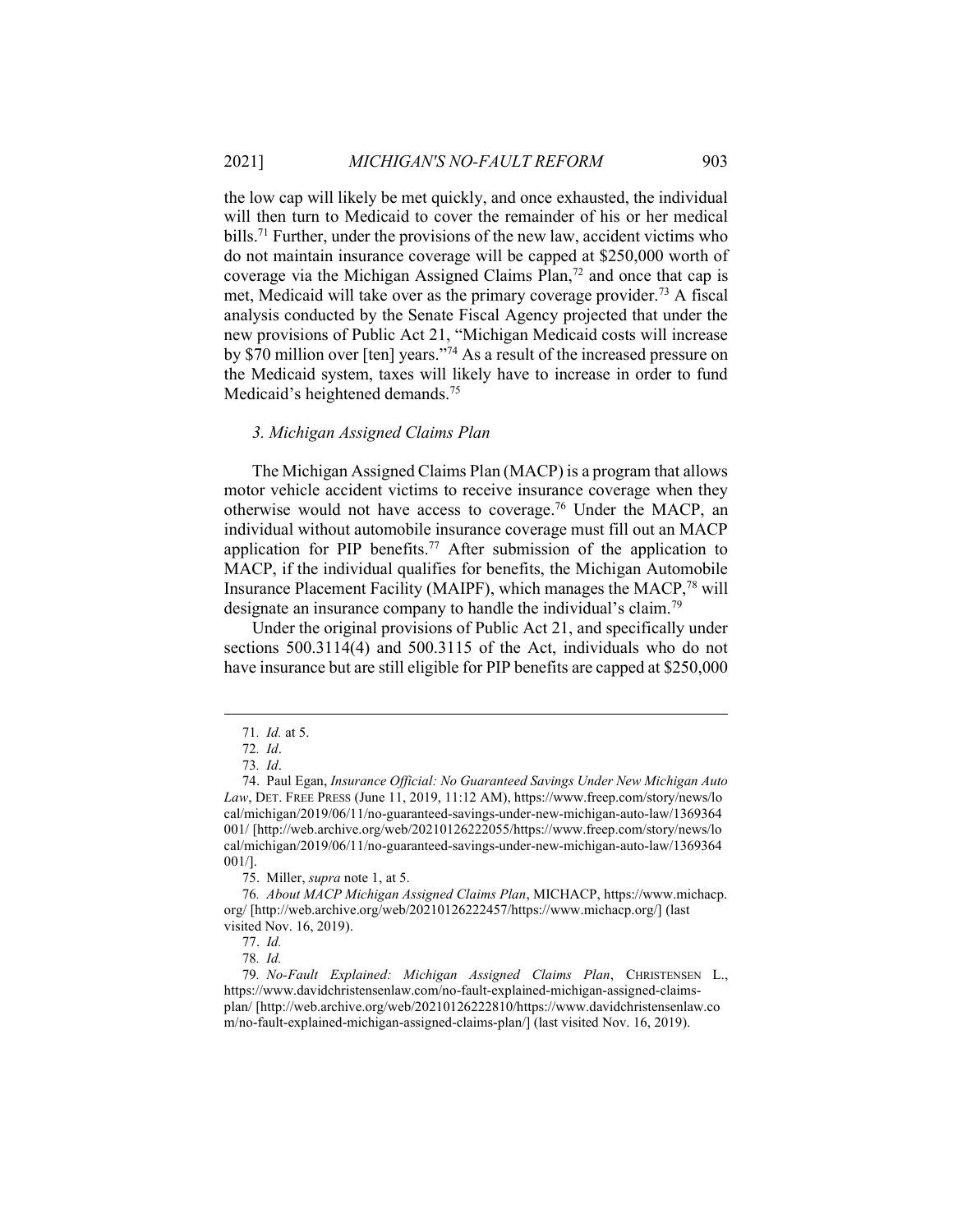the low cap will likely be met quickly, and once exhausted, the individual will then turn to Medicaid to cover the remainder of his or her medical bills.[71] Further, under the provisions of the new law, accident victims who do not maintain insurance coverage will be capped at $250,000 worth of coverage via the Michigan Assigned Claims Plan,[72] and once that cap is met, Medicaid will take over as the primary coverage provider.[73] A fiscal analysis conducted by the Senate Fiscal Agency projected that under the new provisions of Public Act 21, "Michigan Medicaid costs will increase by $70 million over [ten] years."[74] As a result of the increased pressure on the Medicaid system, taxes will likely have to increase in order to fund Medicaid's heightened demands.[75]

### *3. Michigan Assigned Claims Plan*

The Michigan Assigned Claims Plan (MACP) is a program that allows motor vehicle accident victims to receive insurance coverage when they otherwise would not have access to coverage.[76] Under the MACP, an individual without automobile insurance coverage must fill out an MACP application for PIP benefits.[77] After submission of the application to MACP, if the individual qualifies for benefits, the Michigan Automobile Insurance Placement Facility (MAIPF), which manages the MACP,[78] will designate an insurance company to handle the individual's claim.[79]

Under the original provisions of Public Act 21, and specifically under sections 500.3114(4) and 500.3115 of the Act, individuals who do not have insurance but are still eligible for PIP benefits are capped at $250,000

---

71. *Id.* at 5.

72. *Id*.

73. *Id*.

74. Paul Egan, *Insurance Official: No Guaranteed Savings Under New Michigan Auto Law*, DET. FREE PRESS (June 11, 2019, 11:12 AM), https://www.freep.com/story/news/local/michigan/2019/06/11/no-guaranteed-savings-under-new-michigan-auto-law/1369364001/ [http://web.archive.org/web/20210126222055/https://www.freep.com/story/news/local/michigan/2019/06/11/no-guaranteed-savings-under-new-michigan-auto-law/1369364001/].

75. Miller, *supra* note 1, at 5.

76. *About MACP Michigan Assigned Claims Plan*, MICHACP, https://www.michacp.org/ [http://web.archive.org/web/20210126222457/https://www.michacp.org/] (last visited Nov. 16, 2019).

77. *Id.*

78. *Id.*

79. *No-Fault Explained: Michigan Assigned Claims Plan*, CHRISTENSEN L., https://www.davidchristensenlaw.com/no-fault-explained-michigan-assigned-claims-plan/ [http://web.archive.org/web/20210126222810/https://www.davidchristensenlaw.com/no-fault-explained-michigan-assigned-claims-plan/] (last visited Nov. 16, 2019).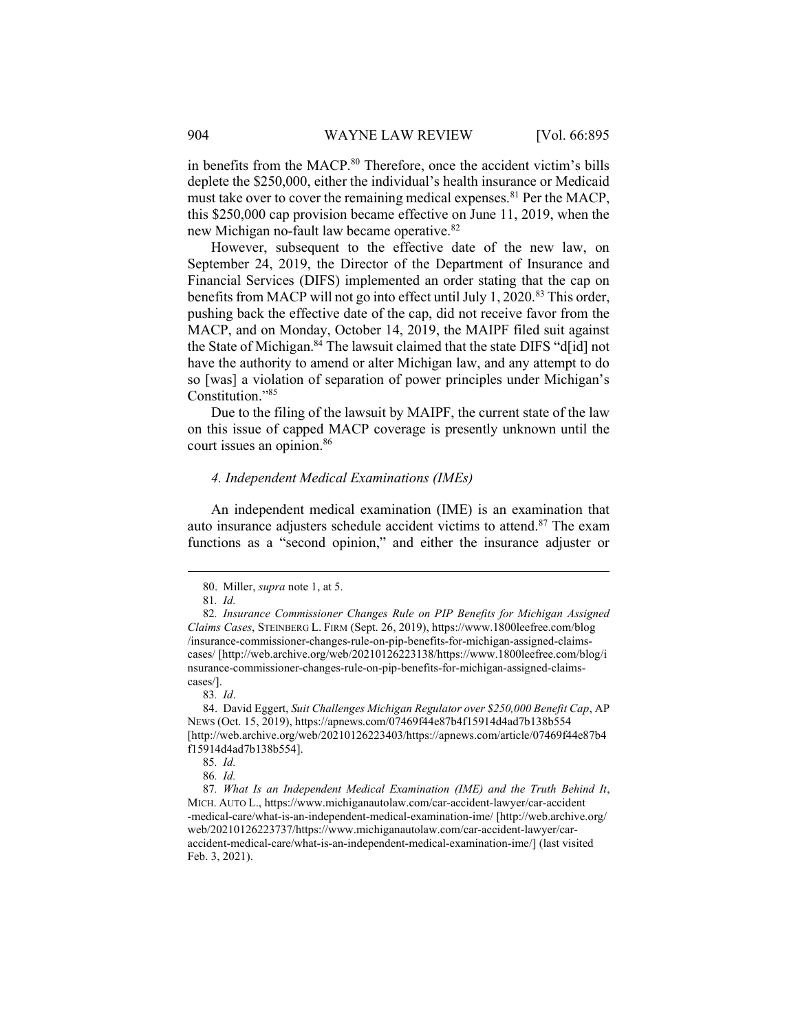in benefits from the MACP.[80] Therefore, once the accident victim's bills deplete the $250,000, either the individual's health insurance or Medicaid must take over to cover the remaining medical expenses.[81] Per the MACP, this $250,000 cap provision became effective on June 11, 2019, when the new Michigan no-fault law became operative.[82]

However, subsequent to the effective date of the new law, on September 24, 2019, the Director of the Department of Insurance and Financial Services (DIFS) implemented an order stating that the cap on benefits from MACP will not go into effect until July 1, 2020.[83] This order, pushing back the effective date of the cap, did not receive favor from the MACP, and on Monday, October 14, 2019, the MAIPF filed suit against the State of Michigan.[84] The lawsuit claimed that the state DIFS "d[id] not have the authority to amend or alter Michigan law, and any attempt to do so [was] a violation of separation of power principles under Michigan's Constitution."[85]

Due to the filing of the lawsuit by MAIPF, the current state of the law on this issue of capped MACP coverage is presently unknown until the court issues an opinion.[86]

#### *4. Independent Medical Examinations (IMEs)*

An independent medical examination (IME) is an examination that auto insurance adjusters schedule accident victims to attend.[87] The exam functions as a "second opinion," and either the insurance adjuster or

---

80. Miller, *supra* note 1, at 5.

81. *Id.*

82. *Insurance Commissioner Changes Rule on PIP Benefits for Michigan Assigned Claims Cases*, STEINBERG L. FIRM (Sept. 26, 2019), https://www.1800leefree.com/blog/insurance-commissioner-changes-rule-on-pip-benefits-for-michigan-assigned-claims-cases/ [http://web.archive.org/web/20210126223138/https://www.1800leefree.com/blog/insurance-commissioner-changes-rule-on-pip-benefits-for-michigan-assigned-claims-cases/].

83. *Id*.

84. David Eggert, *Suit Challenges Michigan Regulator over $250,000 Benefit Cap*, AP NEWS (Oct. 15, 2019), https://apnews.com/07469f44e87b4f15914d4ad7b138b554 [http://web.archive.org/web/20210126223403/https://apnews.com/article/07469f44e87b4f15914d4ad7b138b554].

85. *Id.*

86. *Id.*

87. *What Is an Independent Medical Examination (IME) and the Truth Behind It*, MICH. AUTO L., https://www.michiganautolaw.com/car-accident-lawyer/car-accident-medical-care/what-is-an-independent-medical-examination-ime/ [http://web.archive.org/web/20210126223737/https://www.michiganautolaw.com/car-accident-lawyer/car-accident-medical-care/what-is-an-independent-medical-examination-ime/] (last visited Feb. 3, 2021).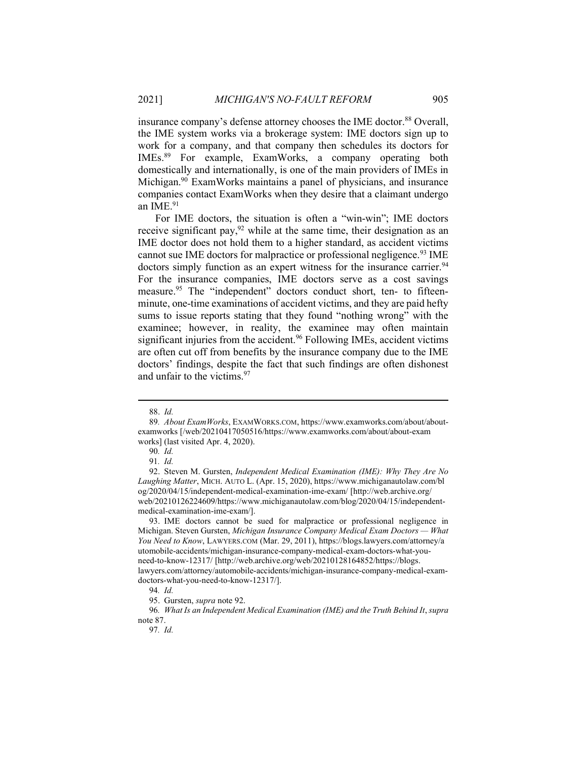insurance company's defense attorney chooses the IME doctor.[88] Overall, the IME system works via a brokerage system: IME doctors sign up to work for a company, and that company then schedules its doctors for IMEs.[89] For example, ExamWorks, a company operating both domestically and internationally, is one of the main providers of IMEs in Michigan.[90] ExamWorks maintains a panel of physicians, and insurance companies contact ExamWorks when they desire that a claimant undergo an IME.[91]

For IME doctors, the situation is often a "win-win"; IME doctors receive significant pay,[92] while at the same time, their designation as an IME doctor does not hold them to a higher standard, as accident victims cannot sue IME doctors for malpractice or professional negligence.[93] IME doctors simply function as an expert witness for the insurance carrier.[94] For the insurance companies, IME doctors serve as a cost savings measure.[95] The "independent" doctors conduct short, ten- to fifteen-minute, one-time examinations of accident victims, and they are paid hefty sums to issue reports stating that they found "nothing wrong" with the examinee; however, in reality, the examinee may often maintain significant injuries from the accident.[96] Following IMEs, accident victims are often cut off from benefits by the insurance company due to the IME doctors' findings, despite the fact that such findings are often dishonest and unfair to the victims.[97]

---

88. *Id.*

89. *About ExamWorks*, EXAMWORKS.COM, https://www.examworks.com/about/about-examworks [/web/20210417050516/https://www.examworks.com/about/about-examworks] (last visited Apr. 4, 2020).

90. *Id.*

91. *Id.*

92. Steven M. Gursten, *Independent Medical Examination (IME): Why They Are No Laughing Matter*, MICH. AUTO L. (Apr. 15, 2020), https://www.michiganautolaw.com/blog/2020/04/15/independent-medical-examination-ime-exam/ [http://web.archive.org/web/20210126224609/https://www.michiganautolaw.com/blog/2020/04/15/independent-medical-examination-ime-exam/].

93. IME doctors cannot be sued for malpractice or professional negligence in Michigan. Steven Gursten, *Michigan Insurance Company Medical Exam Doctors — What You Need to Know*, LAWYERS.COM (Mar. 29, 2011), https://blogs.lawyers.com/attorney/automobile-accidents/michigan-insurance-company-medical-exam-doctors-what-you-need-to-know-12317/ [http://web.archive.org/web/20210128164852/https://blogs.lawyers.com/attorney/automobile-accidents/michigan-insurance-company-medical-exam-doctors-what-you-need-to-know-12317/].

94. *Id.*

95. Gursten, *supra* note 92.

96. *What Is an Independent Medical Examination (IME) and the Truth Behind It*, *supra* note 87.

97. *Id.*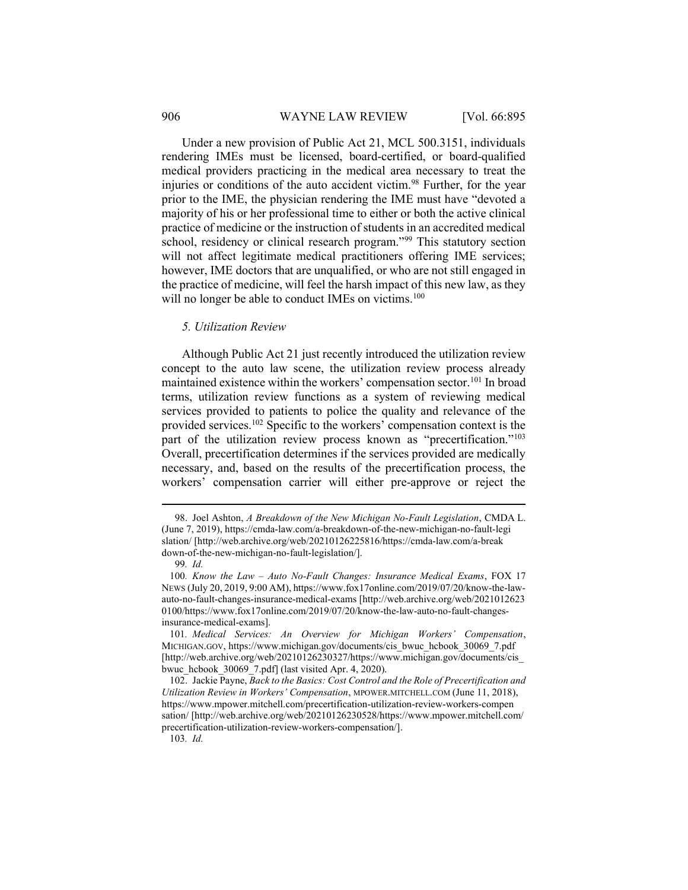Under a new provision of Public Act 21, MCL 500.3151, individuals rendering IMEs must be licensed, board-certified, or board-qualified medical providers practicing in the medical area necessary to treat the injuries or conditions of the auto accident victim.[98] Further, for the year prior to the IME, the physician rendering the IME must have "devoted a majority of his or her professional time to either or both the active clinical practice of medicine or the instruction of students in an accredited medical school, residency or clinical research program."[99] This statutory section will not affect legitimate medical practitioners offering IME services; however, IME doctors that are unqualified, or who are not still engaged in the practice of medicine, will feel the harsh impact of this new law, as they will no longer be able to conduct IMEs on victims.[100]

### *5. Utilization Review*

Although Public Act 21 just recently introduced the utilization review concept to the auto law scene, the utilization review process already maintained existence within the workers' compensation sector.[101] In broad terms, utilization review functions as a system of reviewing medical services provided to patients to police the quality and relevance of the provided services.[102] Specific to the workers' compensation context is the part of the utilization review process known as "precertification."[103] Overall, precertification determines if the services provided are medically necessary, and, based on the results of the precertification process, the workers' compensation carrier will either pre-approve or reject the

---

98. Joel Ashton, *A Breakdown of the New Michigan No-Fault Legislation*, CMDA L. (June 7, 2019), https://cmda-law.com/a-breakdown-of-the-new-michigan-no-fault-legislation/ [http://web.archive.org/web/20210126225816/https://cmda-law.com/a-breakdown-of-the-new-michigan-no-fault-legislation/].

99. *Id.*

100. *Know the Law – Auto No-Fault Changes: Insurance Medical Exams*, FOX 17 NEWS (July 20, 2019, 9:00 AM), https://www.fox17online.com/2019/07/20/know-the-law-auto-no-fault-changes-insurance-medical-exams [http://web.archive.org/web/20210126230100/https://www.fox17online.com/2019/07/20/know-the-law-auto-no-fault-changes-insurance-medical-exams].

101. *Medical Services: An Overview for Michigan Workers' Compensation*, MICHIGAN.GOV, https://www.michigan.gov/documents/cis_bwuc_hcbook_30069_7.pdf [http://web.archive.org/web/20210126230327/https://www.michigan.gov/documents/cis_bwuc_hcbook_30069_7.pdf] (last visited Apr. 4, 2020).

102. Jackie Payne, *Back to the Basics: Cost Control and the Role of Precertification and Utilization Review in Workers' Compensation*, MPOWER.MITCHELL.COM (June 11, 2018), https://www.mpower.mitchell.com/precertification-utilization-review-workers-compensation/ [http://web.archive.org/web/20210126230528/https://www.mpower.mitchell.com/precertification-utilization-review-workers-compensation/].

103. *Id.*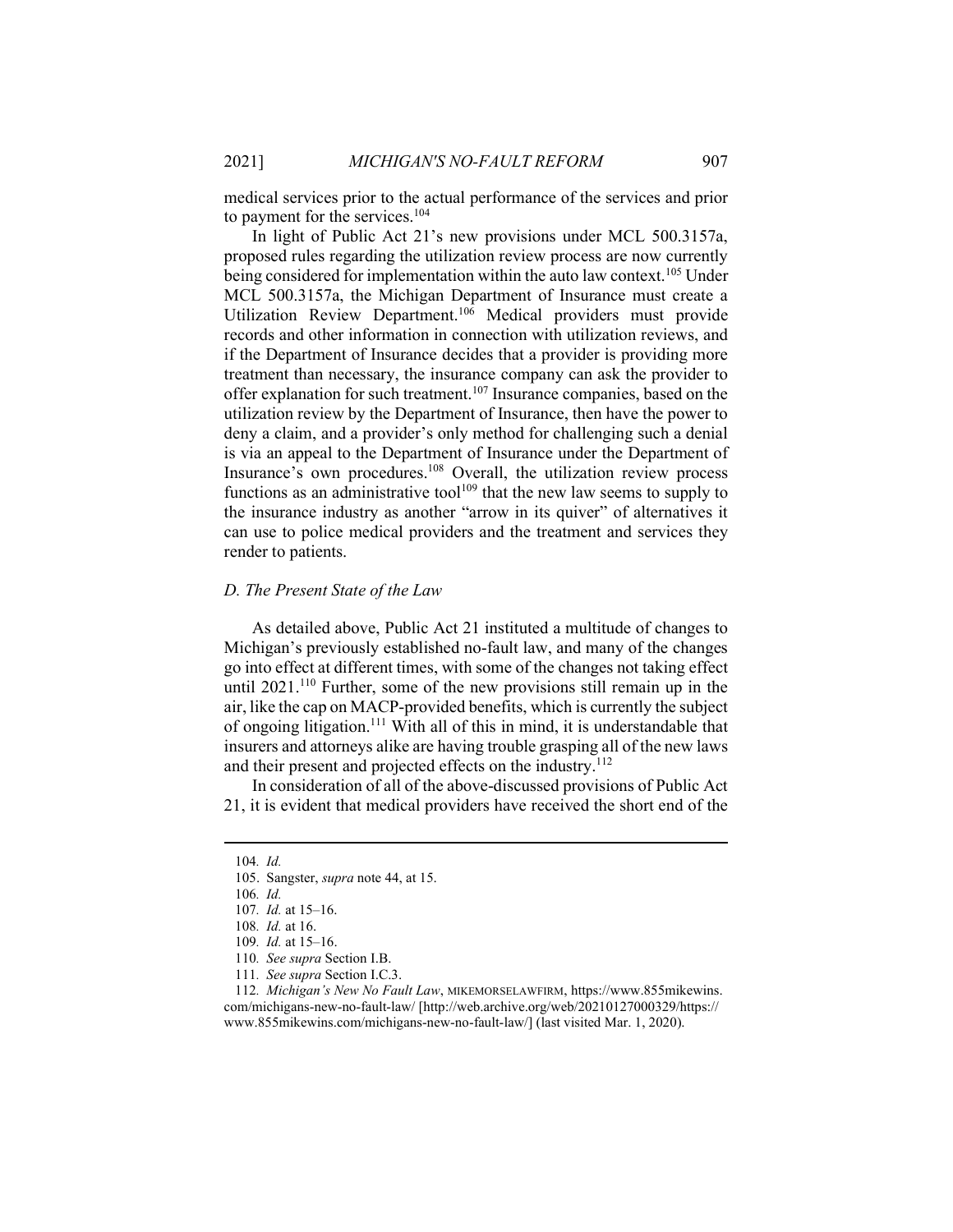medical services prior to the actual performance of the services and prior to payment for the services.[104]

In light of Public Act 21's new provisions under MCL 500.3157a, proposed rules regarding the utilization review process are now currently being considered for implementation within the auto law context.[105] Under MCL 500.3157a, the Michigan Department of Insurance must create a Utilization Review Department.[106] Medical providers must provide records and other information in connection with utilization reviews, and if the Department of Insurance decides that a provider is providing more treatment than necessary, the insurance company can ask the provider to offer explanation for such treatment.[107] Insurance companies, based on the utilization review by the Department of Insurance, then have the power to deny a claim, and a provider's only method for challenging such a denial is via an appeal to the Department of Insurance under the Department of Insurance's own procedures.[108] Overall, the utilization review process functions as an administrative tool[109] that the new law seems to supply to the insurance industry as another "arrow in its quiver" of alternatives it can use to police medical providers and the treatment and services they render to patients.

### *D. The Present State of the Law*

As detailed above, Public Act 21 instituted a multitude of changes to Michigan's previously established no-fault law, and many of the changes go into effect at different times, with some of the changes not taking effect until 2021.[110] Further, some of the new provisions still remain up in the air, like the cap on MACP-provided benefits, which is currently the subject of ongoing litigation.[111] With all of this in mind, it is understandable that insurers and attorneys alike are having trouble grasping all of the new laws and their present and projected effects on the industry.[112]

In consideration of all of the above-discussed provisions of Public Act 21, it is evident that medical providers have received the short end of the

---

104. *Id.*

105. Sangster, *supra* note 44, at 15.

106. *Id.*

107. *Id.* at 15–16.

108. *Id.* at 16.

109. *Id.* at 15–16.

110. *See supra* Section I.B.

111. *See supra* Section I.C.3.

112. *Michigan's New No Fault Law*, MIKEMORSELAWFIRM, https://www.855mikewins.com/michigans-new-no-fault-law/ [http://web.archive.org/web/20210127000329/https://www.855mikewins.com/michigans-new-no-fault-law/] (last visited Mar. 1, 2020).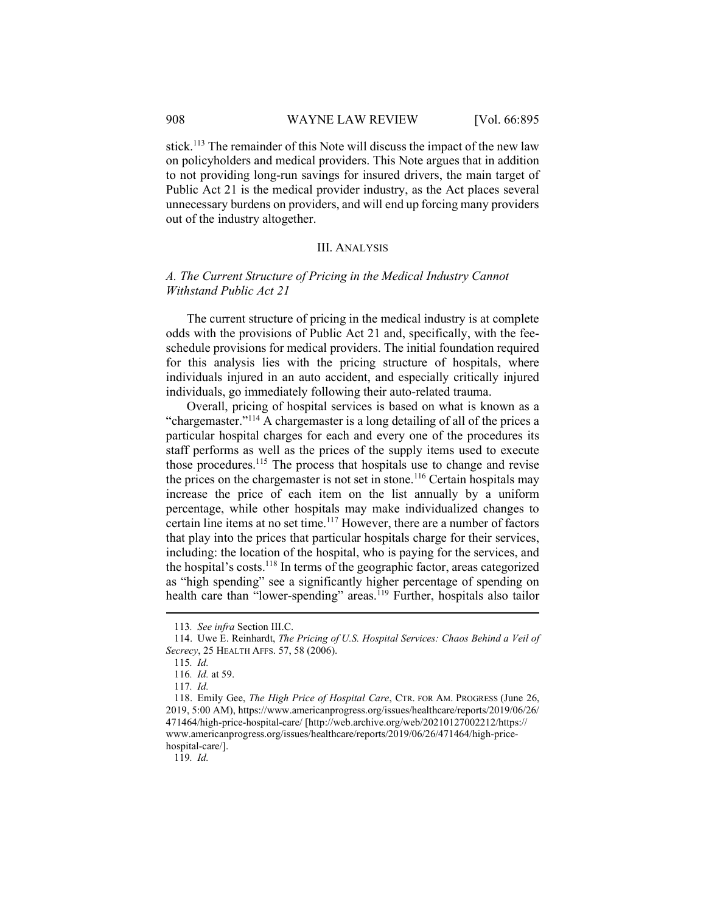stick.[113] The remainder of this Note will discuss the impact of the new law on policyholders and medical providers. This Note argues that in addition to not providing long-run savings for insured drivers, the main target of Public Act 21 is the medical provider industry, as the Act places several unnecessary burdens on providers, and will end up forcing many providers out of the industry altogether.

## III. ANALYSIS

### *A. The Current Structure of Pricing in the Medical Industry Cannot Withstand Public Act 21*

The current structure of pricing in the medical industry is at complete odds with the provisions of Public Act 21 and, specifically, with the fee-schedule provisions for medical providers. The initial foundation required for this analysis lies with the pricing structure of hospitals, where individuals injured in an auto accident, and especially critically injured individuals, go immediately following their auto-related trauma.

Overall, pricing of hospital services is based on what is known as a "chargemaster."[114] A chargemaster is a long detailing of all of the prices a particular hospital charges for each and every one of the procedures its staff performs as well as the prices of the supply items used to execute those procedures.[115] The process that hospitals use to change and revise the prices on the chargemaster is not set in stone.[116] Certain hospitals may increase the price of each item on the list annually by a uniform percentage, while other hospitals may make individualized changes to certain line items at no set time.[117] However, there are a number of factors that play into the prices that particular hospitals charge for their services, including: the location of the hospital, who is paying for the services, and the hospital's costs.[118] In terms of the geographic factor, areas categorized as "high spending" see a significantly higher percentage of spending on health care than "lower-spending" areas.[119] Further, hospitals also tailor

---

113. *See infra* Section III.C.

114. Uwe E. Reinhardt, *The Pricing of U.S. Hospital Services: Chaos Behind a Veil of Secrecy*, 25 HEALTH AFFS. 57, 58 (2006).

115. *Id.*

116. *Id.* at 59.

117. *Id.*

118. Emily Gee, *The High Price of Hospital Care*, CTR. FOR AM. PROGRESS (June 26, 2019, 5:00 AM), https://www.americanprogress.org/issues/healthcare/reports/2019/06/26/471464/high-price-hospital-care/ [http://web.archive.org/web/20210127002212/https://www.americanprogress.org/issues/healthcare/reports/2019/06/26/471464/high-price-hospital-care/].

119. *Id.*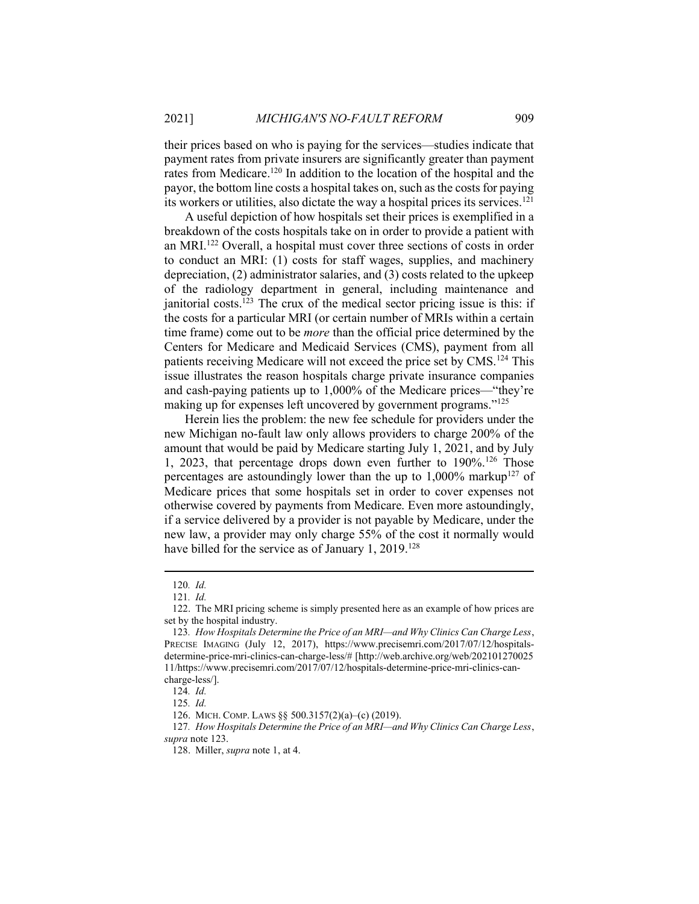their prices based on who is paying for the services—studies indicate that payment rates from private insurers are significantly greater than payment rates from Medicare.[120] In addition to the location of the hospital and the payor, the bottom line costs a hospital takes on, such as the costs for paying its workers or utilities, also dictate the way a hospital prices its services.[121]

A useful depiction of how hospitals set their prices is exemplified in a breakdown of the costs hospitals take on in order to provide a patient with an MRI.[122] Overall, a hospital must cover three sections of costs in order to conduct an MRI: (1) costs for staff wages, supplies, and machinery depreciation, (2) administrator salaries, and (3) costs related to the upkeep of the radiology department in general, including maintenance and janitorial costs.[123] The crux of the medical sector pricing issue is this: if the costs for a particular MRI (or certain number of MRIs within a certain time frame) come out to be *more* than the official price determined by the Centers for Medicare and Medicaid Services (CMS), payment from all patients receiving Medicare will not exceed the price set by CMS.[124] This issue illustrates the reason hospitals charge private insurance companies and cash-paying patients up to 1,000% of the Medicare prices—"they're making up for expenses left uncovered by government programs."[125]

Herein lies the problem: the new fee schedule for providers under the new Michigan no-fault law only allows providers to charge 200% of the amount that would be paid by Medicare starting July 1, 2021, and by July 1, 2023, that percentage drops down even further to 190%.[126] Those percentages are astoundingly lower than the up to 1,000% markup[127] of Medicare prices that some hospitals set in order to cover expenses not otherwise covered by payments from Medicare. Even more astoundingly, if a service delivered by a provider is not payable by Medicare, under the new law, a provider may only charge 55% of the cost it normally would have billed for the service as of January 1, 2019.[128]

---

120. *Id.*

121. *Id.*

122. The MRI pricing scheme is simply presented here as an example of how prices are set by the hospital industry.

123. *How Hospitals Determine the Price of an MRI—and Why Clinics Can Charge Less*, PRECISE IMAGING (July 12, 2017), https://www.precisemri.com/2017/07/12/hospitals-determine-price-mri-clinics-can-charge-less/# [http://web.archive.org/web/20210127002511/https://www.precisemri.com/2017/07/12/hospitals-determine-price-mri-clinics-can-charge-less/].

124. *Id.*

125. *Id.*

126. MICH. COMP. LAWS §§ 500.3157(2)(a)–(c) (2019).

127. *How Hospitals Determine the Price of an MRI—and Why Clinics Can Charge Less*, *supra* note 123.

128. Miller, *supra* note 1, at 4.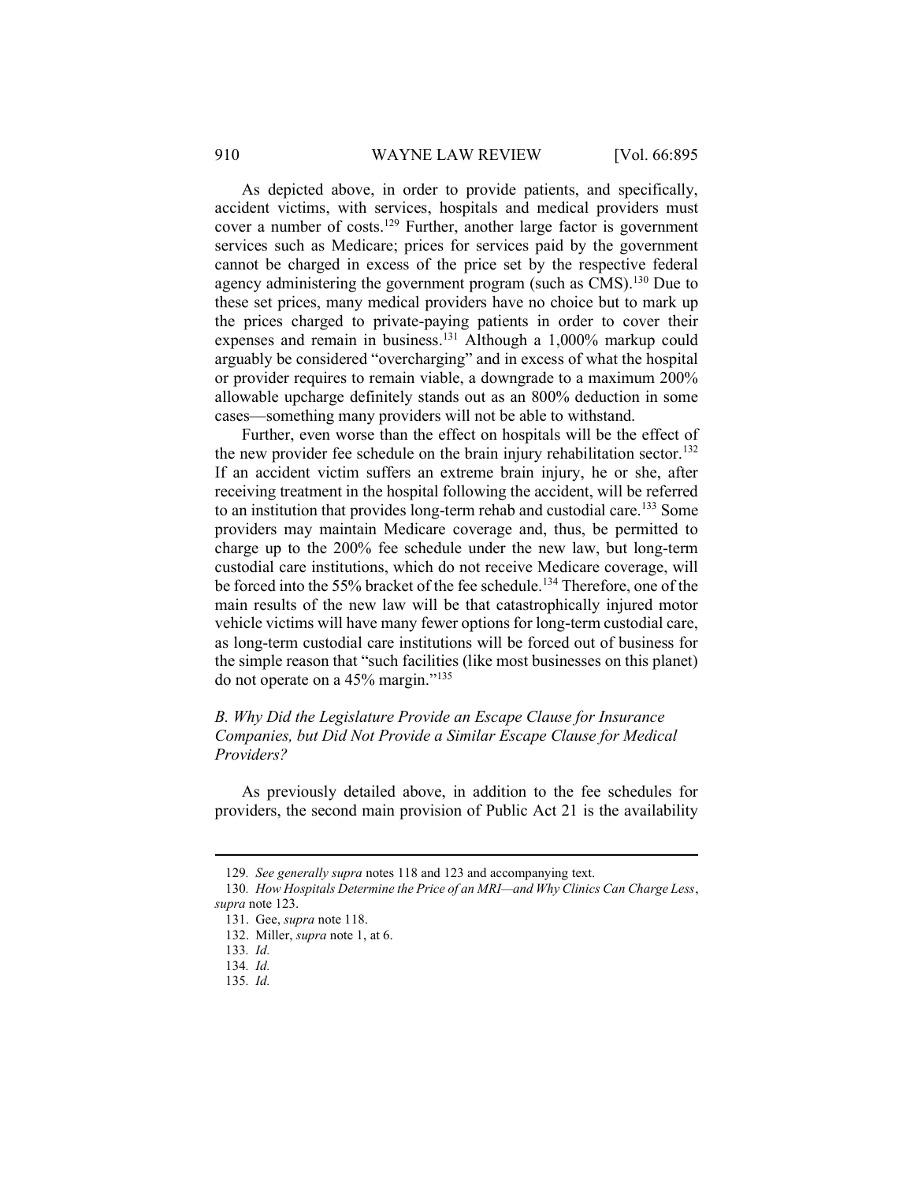As depicted above, in order to provide patients, and specifically, accident victims, with services, hospitals and medical providers must cover a number of costs.[129] Further, another large factor is government services such as Medicare; prices for services paid by the government cannot be charged in excess of the price set by the respective federal agency administering the government program (such as CMS).[130] Due to these set prices, many medical providers have no choice but to mark up the prices charged to private-paying patients in order to cover their expenses and remain in business.[131] Although a 1,000% markup could arguably be considered "overcharging" and in excess of what the hospital or provider requires to remain viable, a downgrade to a maximum 200% allowable upcharge definitely stands out as an 800% deduction in some cases—something many providers will not be able to withstand.

Further, even worse than the effect on hospitals will be the effect of the new provider fee schedule on the brain injury rehabilitation sector.[132] If an accident victim suffers an extreme brain injury, he or she, after receiving treatment in the hospital following the accident, will be referred to an institution that provides long-term rehab and custodial care.[133] Some providers may maintain Medicare coverage and, thus, be permitted to charge up to the 200% fee schedule under the new law, but long-term custodial care institutions, which do not receive Medicare coverage, will be forced into the 55% bracket of the fee schedule.[134] Therefore, one of the main results of the new law will be that catastrophically injured motor vehicle victims will have many fewer options for long-term custodial care, as long-term custodial care institutions will be forced out of business for the simple reason that "such facilities (like most businesses on this planet) do not operate on a 45% margin."[135]

### *B. Why Did the Legislature Provide an Escape Clause for Insurance Companies, but Did Not Provide a Similar Escape Clause for Medical Providers?*

As previously detailed above, in addition to the fee schedules for providers, the second main provision of Public Act 21 is the availability

---

129. *See generally supra* notes 118 and 123 and accompanying text.

130. *How Hospitals Determine the Price of an MRI—and Why Clinics Can Charge Less*, *supra* note 123.

131. Gee, *supra* note 118.

132. Miller, *supra* note 1, at 6.

133. *Id.*

134. *Id.*

135. *Id.*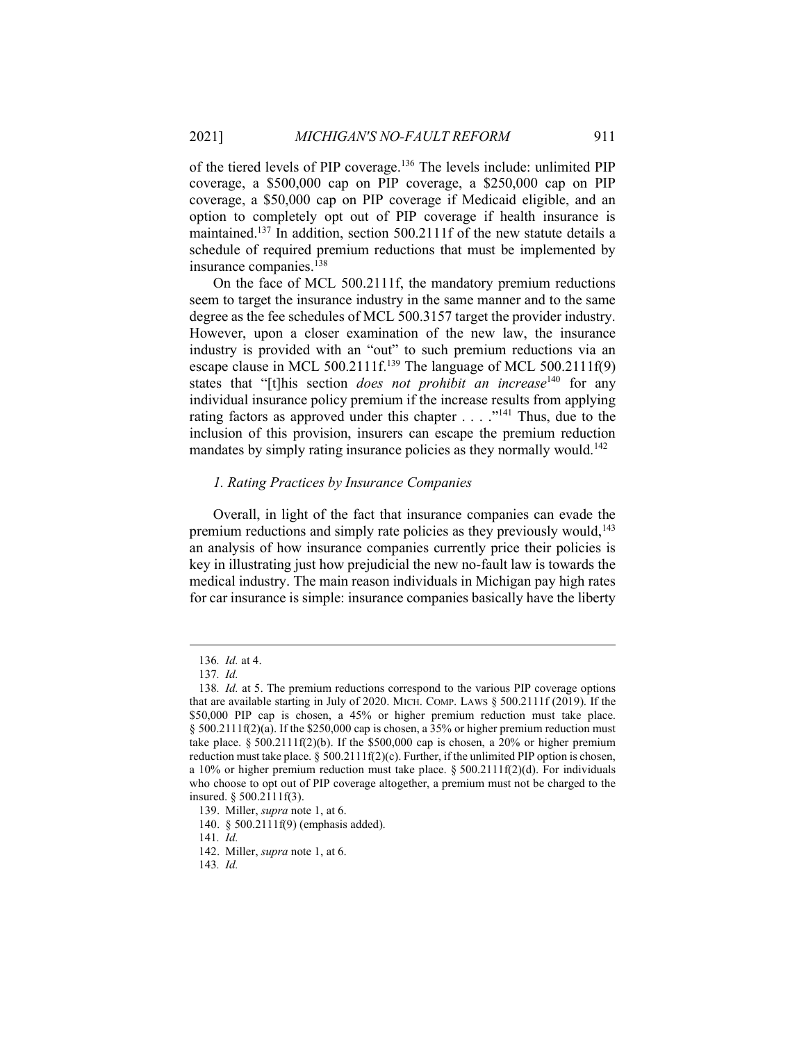of the tiered levels of PIP coverage.[136] The levels include: unlimited PIP coverage, a $500,000 cap on PIP coverage, a $250,000 cap on PIP coverage, a $50,000 cap on PIP coverage if Medicaid eligible, and an option to completely opt out of PIP coverage if health insurance is maintained.[137] In addition, section 500.2111f of the new statute details a schedule of required premium reductions that must be implemented by insurance companies.[138]

On the face of MCL 500.2111f, the mandatory premium reductions seem to target the insurance industry in the same manner and to the same degree as the fee schedules of MCL 500.3157 target the provider industry. However, upon a closer examination of the new law, the insurance industry is provided with an "out" to such premium reductions via an escape clause in MCL 500.2111f.[139] The language of MCL 500.2111f(9) states that "[t]his section *does not prohibit an increase*[140] for any individual insurance policy premium if the increase results from applying rating factors as approved under this chapter . . . ."[141] Thus, due to the inclusion of this provision, insurers can escape the premium reduction mandates by simply rating insurance policies as they normally would.[142]

### *1. Rating Practices by Insurance Companies*

Overall, in light of the fact that insurance companies can evade the premium reductions and simply rate policies as they previously would,[143] an analysis of how insurance companies currently price their policies is key in illustrating just how prejudicial the new no-fault law is towards the medical industry. The main reason individuals in Michigan pay high rates for car insurance is simple: insurance companies basically have the liberty

---

136. *Id.* at 4.

137. *Id.*

138. *Id.* at 5. The premium reductions correspond to the various PIP coverage options that are available starting in July of 2020. MICH. COMP. LAWS § 500.2111f (2019). If the $50,000 PIP cap is chosen, a 45% or higher premium reduction must take place. § 500.2111f(2)(a). If the $250,000 cap is chosen, a 35% or higher premium reduction must take place. § 500.2111f(2)(b). If the $500,000 cap is chosen, a 20% or higher premium reduction must take place. § 500.2111f(2)(c). Further, if the unlimited PIP option is chosen, a 10% or higher premium reduction must take place. § 500.2111f(2)(d). For individuals who choose to opt out of PIP coverage altogether, a premium must not be charged to the insured. § 500.2111f(3).

139. Miller, *supra* note 1, at 6.

140. § 500.2111f(9) (emphasis added).

141. *Id.*

142. Miller, *supra* note 1, at 6.

143. *Id.*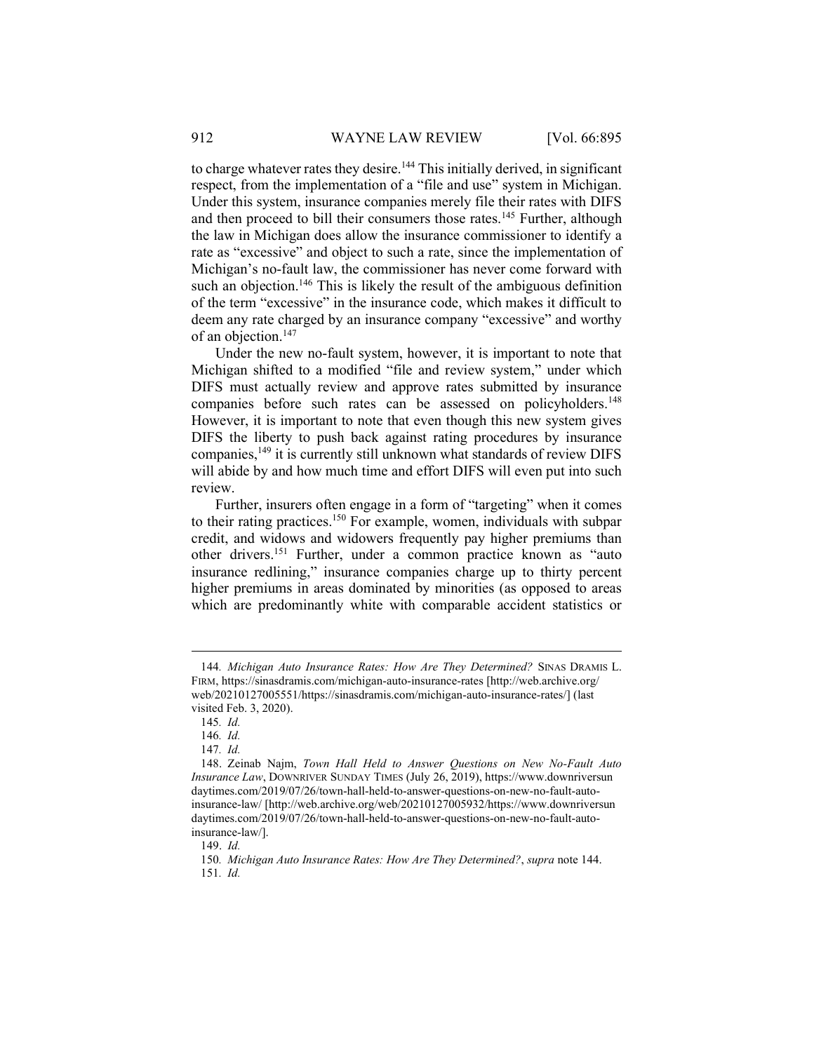to charge whatever rates they desire.[144] This initially derived, in significant respect, from the implementation of a "file and use" system in Michigan. Under this system, insurance companies merely file their rates with DIFS and then proceed to bill their consumers those rates.[145] Further, although the law in Michigan does allow the insurance commissioner to identify a rate as "excessive" and object to such a rate, since the implementation of Michigan's no-fault law, the commissioner has never come forward with such an objection.[146] This is likely the result of the ambiguous definition of the term "excessive" in the insurance code, which makes it difficult to deem any rate charged by an insurance company "excessive" and worthy of an objection.[147]

Under the new no-fault system, however, it is important to note that Michigan shifted to a modified "file and review system," under which DIFS must actually review and approve rates submitted by insurance companies before such rates can be assessed on policyholders.[148] However, it is important to note that even though this new system gives DIFS the liberty to push back against rating procedures by insurance companies,[149] it is currently still unknown what standards of review DIFS will abide by and how much time and effort DIFS will even put into such review.

Further, insurers often engage in a form of "targeting" when it comes to their rating practices.[150] For example, women, individuals with subpar credit, and widows and widowers frequently pay higher premiums than other drivers.[151] Further, under a common practice known as "auto insurance redlining," insurance companies charge up to thirty percent higher premiums in areas dominated by minorities (as opposed to areas which are predominantly white with comparable accident statistics or

---

144. *Michigan Auto Insurance Rates: How Are They Determined?* SINAS DRAMIS L. FIRM, https://sinasdramis.com/michigan-auto-insurance-rates [http://web.archive.org/web/20210127005551/https://sinasdramis.com/michigan-auto-insurance-rates/] (last visited Feb. 3, 2020).

145. *Id.*

146. *Id.*

147. *Id.*

148. Zeinab Najm, *Town Hall Held to Answer Questions on New No-Fault Auto Insurance Law*, DOWNRIVER SUNDAY TIMES (July 26, 2019), https://www.downriversundaytimes.com/2019/07/26/town-hall-held-to-answer-questions-on-new-no-fault-auto-insurance-law/ [http://web.archive.org/web/20210127005932/https://www.downriversundaytimes.com/2019/07/26/town-hall-held-to-answer-questions-on-new-no-fault-auto-insurance-law/].

149. *Id.*

150. *Michigan Auto Insurance Rates: How Are They Determined?*, *supra* note 144.

151. *Id.*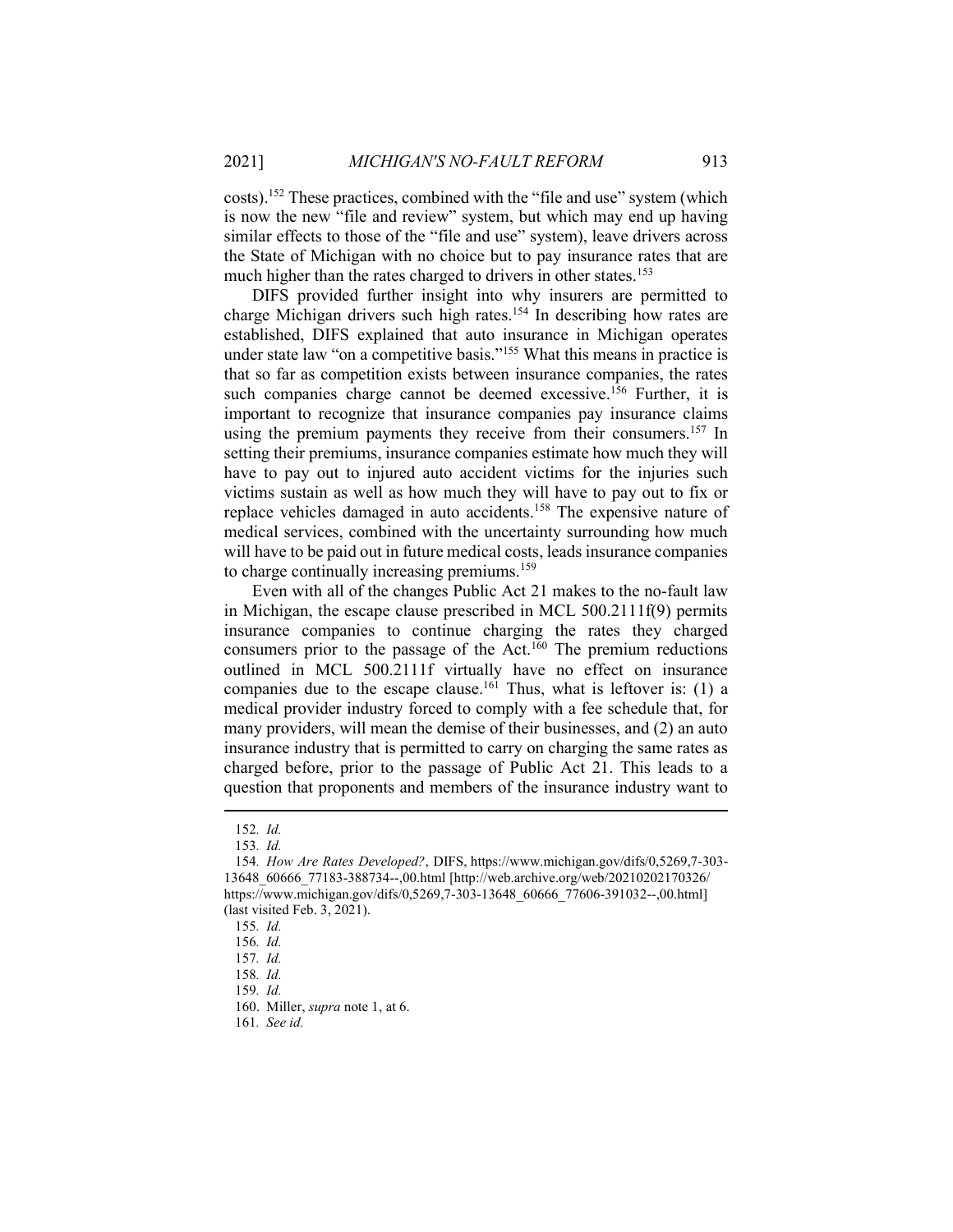costs).[152] These practices, combined with the "file and use" system (which is now the new "file and review" system, but which may end up having similar effects to those of the "file and use" system), leave drivers across the State of Michigan with no choice but to pay insurance rates that are much higher than the rates charged to drivers in other states.[153]

DIFS provided further insight into why insurers are permitted to charge Michigan drivers such high rates.[154] In describing how rates are established, DIFS explained that auto insurance in Michigan operates under state law "on a competitive basis."[155] What this means in practice is that so far as competition exists between insurance companies, the rates such companies charge cannot be deemed excessive.[156] Further, it is important to recognize that insurance companies pay insurance claims using the premium payments they receive from their consumers.[157] In setting their premiums, insurance companies estimate how much they will have to pay out to injured auto accident victims for the injuries such victims sustain as well as how much they will have to pay out to fix or replace vehicles damaged in auto accidents.[158] The expensive nature of medical services, combined with the uncertainty surrounding how much will have to be paid out in future medical costs, leads insurance companies to charge continually increasing premiums.[159]

Even with all of the changes Public Act 21 makes to the no-fault law in Michigan, the escape clause prescribed in MCL 500.2111f(9) permits insurance companies to continue charging the rates they charged consumers prior to the passage of the Act.[160] The premium reductions outlined in MCL 500.2111f virtually have no effect on insurance companies due to the escape clause.[161] Thus, what is leftover is: (1) a medical provider industry forced to comply with a fee schedule that, for many providers, will mean the demise of their businesses, and (2) an auto insurance industry that is permitted to carry on charging the same rates as charged before, prior to the passage of Public Act 21. This leads to a question that proponents and members of the insurance industry want to

---

152. *Id.*

153. *Id.*

154. *How Are Rates Developed?*, DIFS, https://www.michigan.gov/difs/0,5269,7-303-13648_60666_77183-388734--,00.html [http://web.archive.org/web/20210202170326/https://www.michigan.gov/difs/0,5269,7-303-13648_60666_77606-391032--,00.html] (last visited Feb. 3, 2021).

155. *Id.*

156. *Id.*

157. *Id.*

158. *Id.*

159. *Id.*

160. Miller, *supra* note 1, at 6.

161. *See id.*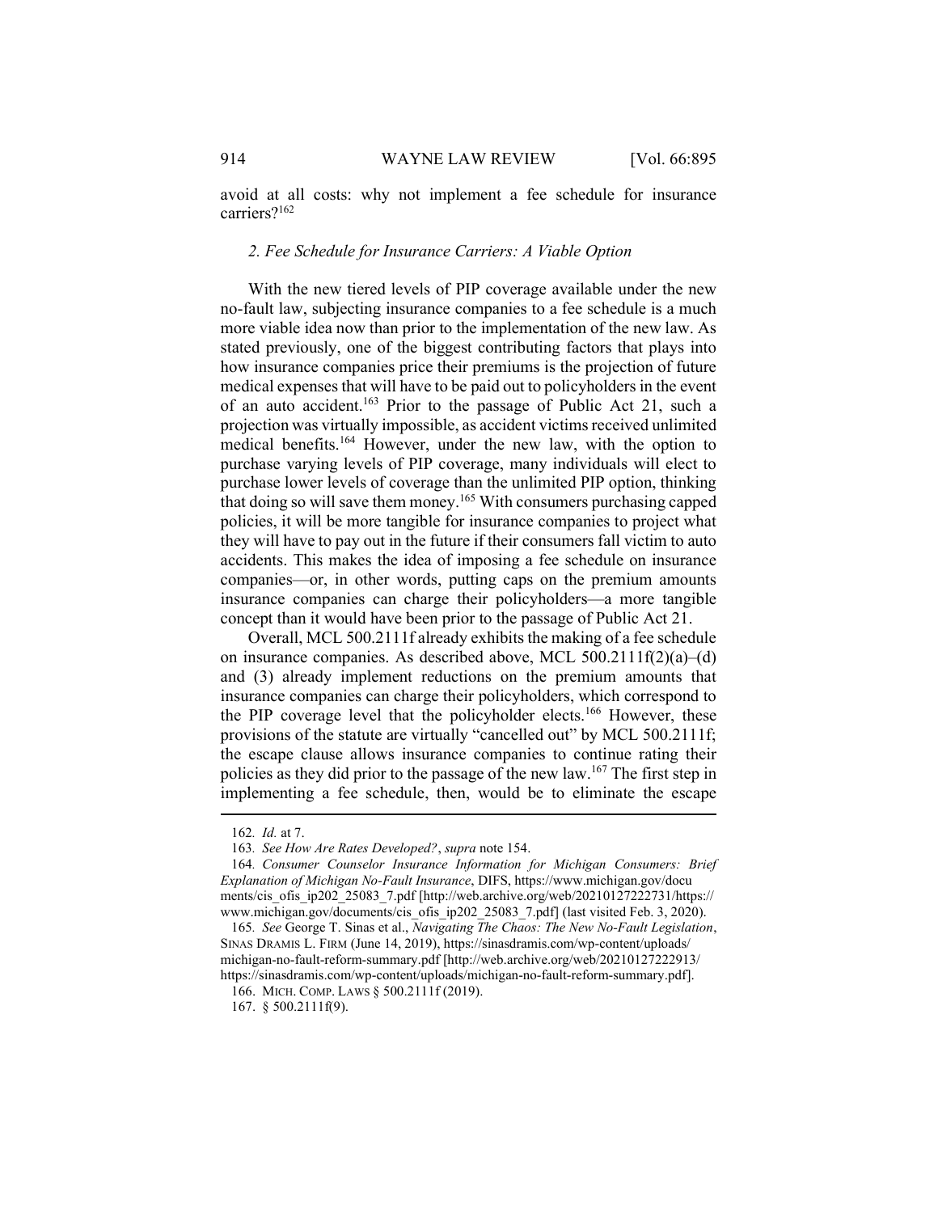avoid at all costs: why not implement a fee schedule for insurance carriers?[162]

### *2. Fee Schedule for Insurance Carriers: A Viable Option*

With the new tiered levels of PIP coverage available under the new no-fault law, subjecting insurance companies to a fee schedule is a much more viable idea now than prior to the implementation of the new law. As stated previously, one of the biggest contributing factors that plays into how insurance companies price their premiums is the projection of future medical expenses that will have to be paid out to policyholders in the event of an auto accident.[163] Prior to the passage of Public Act 21, such a projection was virtually impossible, as accident victims received unlimited medical benefits.[164] However, under the new law, with the option to purchase varying levels of PIP coverage, many individuals will elect to purchase lower levels of coverage than the unlimited PIP option, thinking that doing so will save them money.[165] With consumers purchasing capped policies, it will be more tangible for insurance companies to project what they will have to pay out in the future if their consumers fall victim to auto accidents. This makes the idea of imposing a fee schedule on insurance companies—or, in other words, putting caps on the premium amounts insurance companies can charge their policyholders—a more tangible concept than it would have been prior to the passage of Public Act 21.

Overall, MCL 500.2111f already exhibits the making of a fee schedule on insurance companies. As described above, MCL 500.2111f(2)(a)–(d) and (3) already implement reductions on the premium amounts that insurance companies can charge their policyholders, which correspond to the PIP coverage level that the policyholder elects.[166] However, these provisions of the statute are virtually "cancelled out" by MCL 500.2111f; the escape clause allows insurance companies to continue rating their policies as they did prior to the passage of the new law.[167] The first step in implementing a fee schedule, then, would be to eliminate the escape

---

162. *Id.* at 7.

163. *See How Are Rates Developed?*, *supra* note 154.

164. *Consumer Counselor Insurance Information for Michigan Consumers: Brief Explanation of Michigan No-Fault Insurance*, DIFS, https://www.michigan.gov/documents/cis_ofis_ip202_25083_7.pdf [http://web.archive.org/web/20210127222731/https://www.michigan.gov/documents/cis_ofis_ip202_25083_7.pdf] (last visited Feb. 3, 2020).

165. *See* George T. Sinas et al., *Navigating The Chaos: The New No-Fault Legislation*, SINAS DRAMIS L. FIRM (June 14, 2019), https://sinasdramis.com/wp-content/uploads/michigan-no-fault-reform-summary.pdf [http://web.archive.org/web/20210127222913/https://sinasdramis.com/wp-content/uploads/michigan-no-fault-reform-summary.pdf].

166. MICH. COMP. LAWS § 500.2111f (2019).

167. § 500.2111f(9).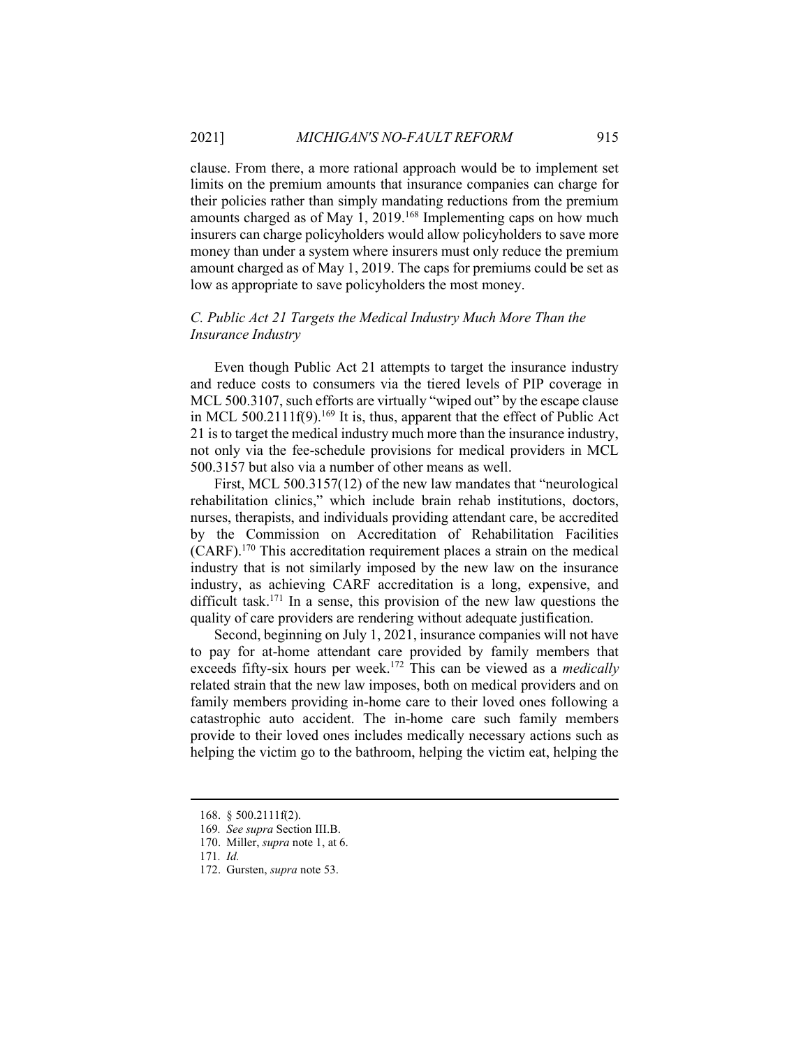clause. From there, a more rational approach would be to implement set limits on the premium amounts that insurance companies can charge for their policies rather than simply mandating reductions from the premium amounts charged as of May 1, 2019.[168] Implementing caps on how much insurers can charge policyholders would allow policyholders to save more money than under a system where insurers must only reduce the premium amount charged as of May 1, 2019. The caps for premiums could be set as low as appropriate to save policyholders the most money.

### *C. Public Act 21 Targets the Medical Industry Much More Than the Insurance Industry*

Even though Public Act 21 attempts to target the insurance industry and reduce costs to consumers via the tiered levels of PIP coverage in MCL 500.3107, such efforts are virtually "wiped out" by the escape clause in MCL 500.2111f(9).[169] It is, thus, apparent that the effect of Public Act 21 is to target the medical industry much more than the insurance industry, not only via the fee-schedule provisions for medical providers in MCL 500.3157 but also via a number of other means as well.

First, MCL 500.3157(12) of the new law mandates that "neurological rehabilitation clinics," which include brain rehab institutions, doctors, nurses, therapists, and individuals providing attendant care, be accredited by the Commission on Accreditation of Rehabilitation Facilities (CARF).[170] This accreditation requirement places a strain on the medical industry that is not similarly imposed by the new law on the insurance industry, as achieving CARF accreditation is a long, expensive, and difficult task.[171] In a sense, this provision of the new law questions the quality of care providers are rendering without adequate justification.

Second, beginning on July 1, 2021, insurance companies will not have to pay for at-home attendant care provided by family members that exceeds fifty-six hours per week.[172] This can be viewed as a *medically* related strain that the new law imposes, both on medical providers and on family members providing in-home care to their loved ones following a catastrophic auto accident. The in-home care such family members provide to their loved ones includes medically necessary actions such as helping the victim go to the bathroom, helping the victim eat, helping the

---

168. § 500.2111f(2).

169. *See supra* Section III.B.

170. Miller, *supra* note 1, at 6.

171. *Id.*

172. Gursten, *supra* note 53.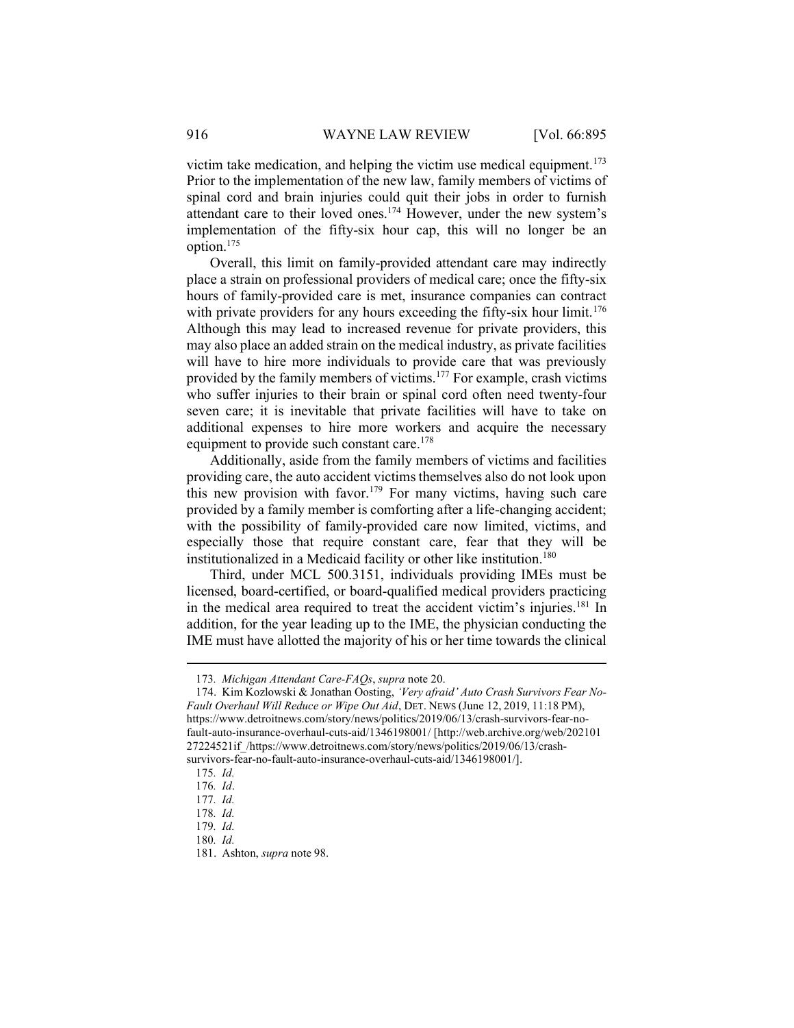victim take medication, and helping the victim use medical equipment.[173] Prior to the implementation of the new law, family members of victims of spinal cord and brain injuries could quit their jobs in order to furnish attendant care to their loved ones.[174] However, under the new system's implementation of the fifty-six hour cap, this will no longer be an option.[175]

Overall, this limit on family-provided attendant care may indirectly place a strain on professional providers of medical care; once the fifty-six hours of family-provided care is met, insurance companies can contract with private providers for any hours exceeding the fifty-six hour limit.[176] Although this may lead to increased revenue for private providers, this may also place an added strain on the medical industry, as private facilities will have to hire more individuals to provide care that was previously provided by the family members of victims.[177] For example, crash victims who suffer injuries to their brain or spinal cord often need twenty-four seven care; it is inevitable that private facilities will have to take on additional expenses to hire more workers and acquire the necessary equipment to provide such constant care.[178]

Additionally, aside from the family members of victims and facilities providing care, the auto accident victims themselves also do not look upon this new provision with favor.[179] For many victims, having such care provided by a family member is comforting after a life-changing accident; with the possibility of family-provided care now limited, victims, and especially those that require constant care, fear that they will be institutionalized in a Medicaid facility or other like institution.[180]

Third, under MCL 500.3151, individuals providing IMEs must be licensed, board-certified, or board-qualified medical providers practicing in the medical area required to treat the accident victim's injuries.[181] In addition, for the year leading up to the IME, the physician conducting the IME must have allotted the majority of his or her time towards the clinical

---

173. *Michigan Attendant Care-FAQs*, *supra* note 20.

174. Kim Kozlowski & Jonathan Oosting, *'Very afraid' Auto Crash Survivors Fear No-Fault Overhaul Will Reduce or Wipe Out Aid*, DET. NEWS (June 12, 2019, 11:18 PM), https://www.detroitnews.com/story/news/politics/2019/06/13/crash-survivors-fear-no-fault-auto-insurance-overhaul-cuts-aid/1346198001/ [http://web.archive.org/web/20210127224521if_/https://www.detroitnews.com/story/news/politics/2019/06/13/crash-survivors-fear-no-fault-auto-insurance-overhaul-cuts-aid/1346198001/].

175. *Id.*

176. *Id*.

177. *Id.*

178. *Id.*

179. *Id.*

180. *Id.*

181. Ashton, *supra* note 98.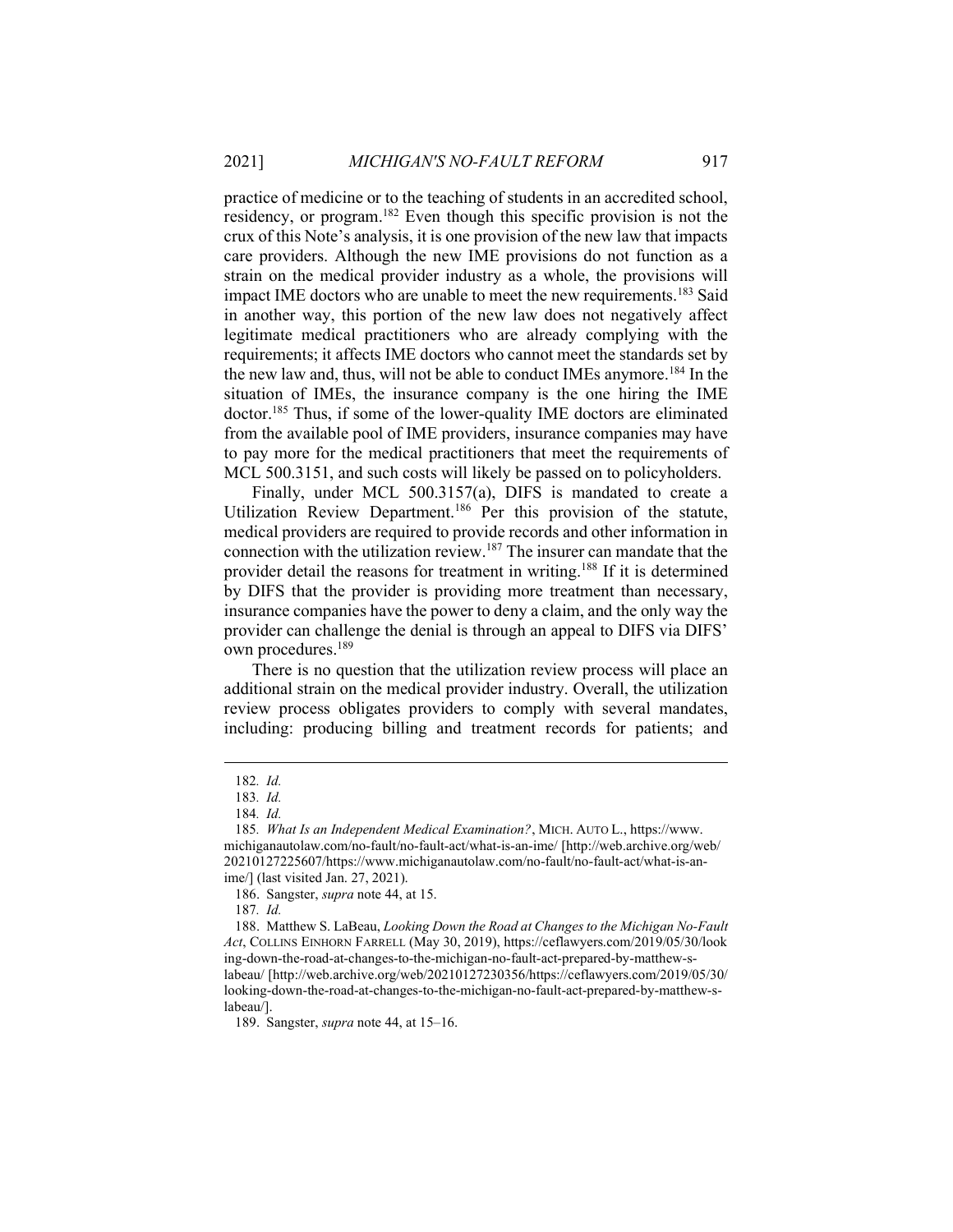practice of medicine or to the teaching of students in an accredited school, residency, or program.[182] Even though this specific provision is not the crux of this Note's analysis, it is one provision of the new law that impacts care providers. Although the new IME provisions do not function as a strain on the medical provider industry as a whole, the provisions will impact IME doctors who are unable to meet the new requirements.[183] Said in another way, this portion of the new law does not negatively affect legitimate medical practitioners who are already complying with the requirements; it affects IME doctors who cannot meet the standards set by the new law and, thus, will not be able to conduct IMEs anymore.[184] In the situation of IMEs, the insurance company is the one hiring the IME doctor.[185] Thus, if some of the lower-quality IME doctors are eliminated from the available pool of IME providers, insurance companies may have to pay more for the medical practitioners that meet the requirements of MCL 500.3151, and such costs will likely be passed on to policyholders.

Finally, under MCL 500.3157(a), DIFS is mandated to create a Utilization Review Department.[186] Per this provision of the statute, medical providers are required to provide records and other information in connection with the utilization review.[187] The insurer can mandate that the provider detail the reasons for treatment in writing.[188] If it is determined by DIFS that the provider is providing more treatment than necessary, insurance companies have the power to deny a claim, and the only way the provider can challenge the denial is through an appeal to DIFS via DIFS' own procedures.[189]

There is no question that the utilization review process will place an additional strain on the medical provider industry. Overall, the utilization review process obligates providers to comply with several mandates, including: producing billing and treatment records for patients; and

---

182. *Id.*

183. *Id.*

184. *Id.*

185. *What Is an Independent Medical Examination?*, MICH. AUTO L., https://www.michiganautolaw.com/no-fault/no-fault-act/what-is-an-ime/ [http://web.archive.org/web/20210127225607/https://www.michiganautolaw.com/no-fault/no-fault-act/what-is-an-ime/] (last visited Jan. 27, 2021).

186. Sangster, *supra* note 44, at 15.

187. *Id.*

188. Matthew S. LaBeau, *Looking Down the Road at Changes to the Michigan No-Fault Act*, COLLINS EINHORN FARRELL (May 30, 2019), https://ceflawyers.com/2019/05/30/looking-down-the-road-at-changes-to-the-michigan-no-fault-act-prepared-by-matthew-s-labeau/ [http://web.archive.org/web/20210127230356/https://ceflawyers.com/2019/05/30/looking-down-the-road-at-changes-to-the-michigan-no-fault-act-prepared-by-matthew-s-labeau/].

189. Sangster, *supra* note 44, at 15–16.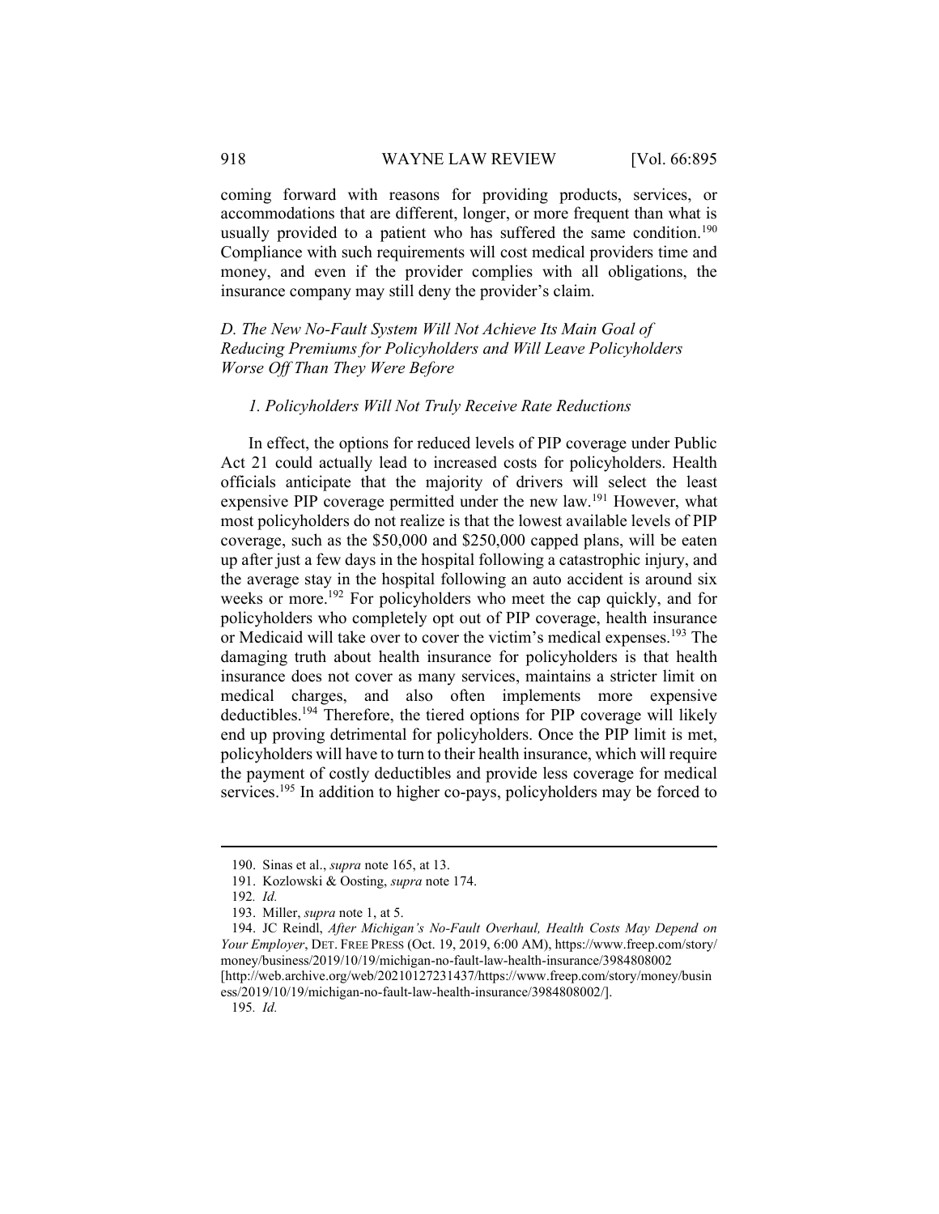coming forward with reasons for providing products, services, or accommodations that are different, longer, or more frequent than what is usually provided to a patient who has suffered the same condition.[190] Compliance with such requirements will cost medical providers time and money, and even if the provider complies with all obligations, the insurance company may still deny the provider's claim.

### *D. The New No-Fault System Will Not Achieve Its Main Goal of Reducing Premiums for Policyholders and Will Leave Policyholders Worse Off Than They Were Before*

#### *1. Policyholders Will Not Truly Receive Rate Reductions*

In effect, the options for reduced levels of PIP coverage under Public Act 21 could actually lead to increased costs for policyholders. Health officials anticipate that the majority of drivers will select the least expensive PIP coverage permitted under the new law.[191] However, what most policyholders do not realize is that the lowest available levels of PIP coverage, such as the $50,000 and $250,000 capped plans, will be eaten up after just a few days in the hospital following a catastrophic injury, and the average stay in the hospital following an auto accident is around six weeks or more.[192] For policyholders who meet the cap quickly, and for policyholders who completely opt out of PIP coverage, health insurance or Medicaid will take over to cover the victim's medical expenses.[193] The damaging truth about health insurance for policyholders is that health insurance does not cover as many services, maintains a stricter limit on medical charges, and also often implements more expensive deductibles.[194] Therefore, the tiered options for PIP coverage will likely end up proving detrimental for policyholders. Once the PIP limit is met, policyholders will have to turn to their health insurance, which will require the payment of costly deductibles and provide less coverage for medical services.[195] In addition to higher co-pays, policyholders may be forced to

---

190. Sinas et al., *supra* note 165, at 13.

191. Kozlowski & Oosting, *supra* note 174.

192. *Id.*

193. Miller, *supra* note 1, at 5.

194. JC Reindl, *After Michigan's No-Fault Overhaul, Health Costs May Depend on Your Employer*, DET. FREE PRESS (Oct. 19, 2019, 6:00 AM), https://www.freep.com/story/money/business/2019/10/19/michigan-no-fault-law-health-insurance/3984808002 [http://web.archive.org/web/20210127231437/https://www.freep.com/story/money/business/2019/10/19/michigan-no-fault-law-health-insurance/3984808002/].

195. *Id.*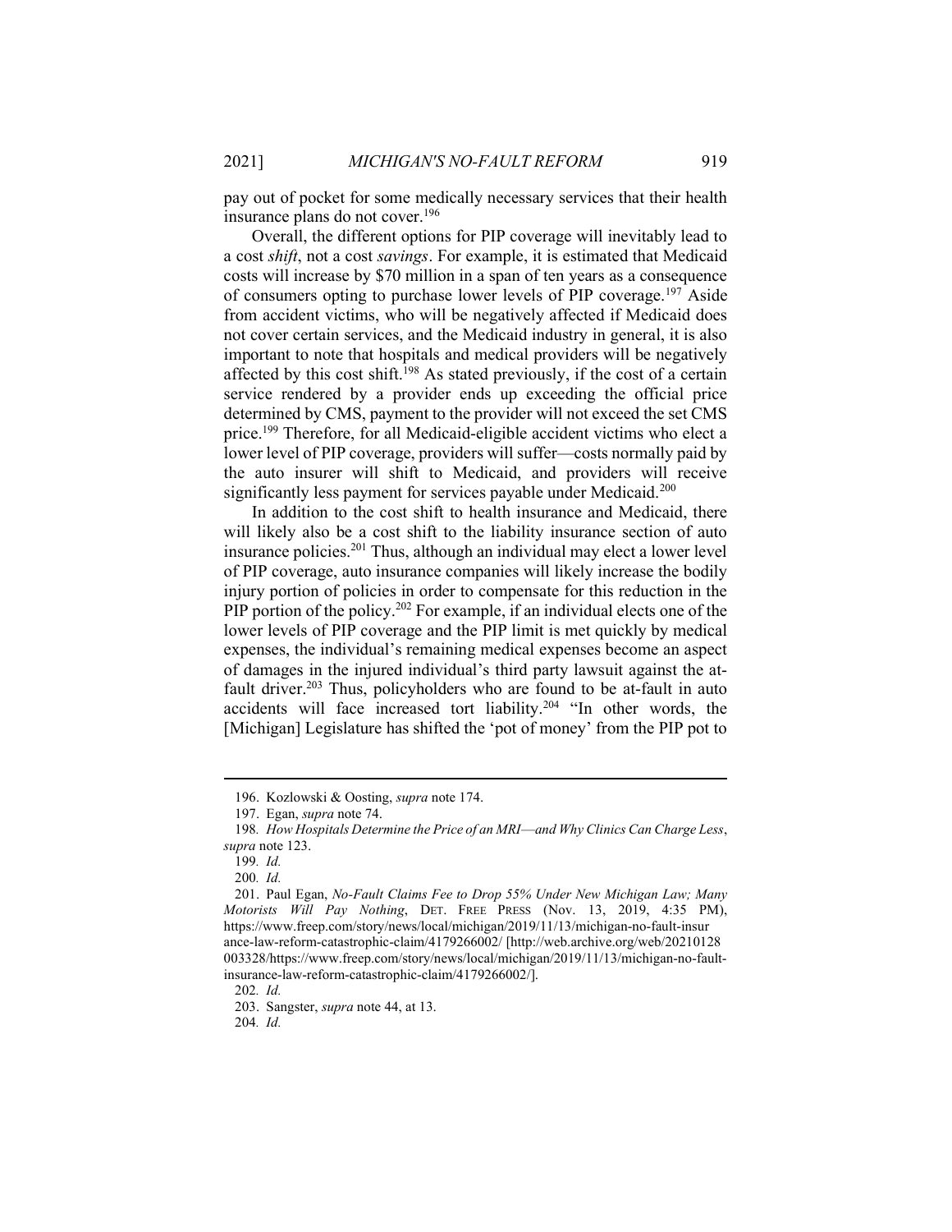pay out of pocket for some medically necessary services that their health insurance plans do not cover.[196]

Overall, the different options for PIP coverage will inevitably lead to a cost *shift*, not a cost *savings*. For example, it is estimated that Medicaid costs will increase by $70 million in a span of ten years as a consequence of consumers opting to purchase lower levels of PIP coverage.[197] Aside from accident victims, who will be negatively affected if Medicaid does not cover certain services, and the Medicaid industry in general, it is also important to note that hospitals and medical providers will be negatively affected by this cost shift.[198] As stated previously, if the cost of a certain service rendered by a provider ends up exceeding the official price determined by CMS, payment to the provider will not exceed the set CMS price.[199] Therefore, for all Medicaid-eligible accident victims who elect a lower level of PIP coverage, providers will suffer—costs normally paid by the auto insurer will shift to Medicaid, and providers will receive significantly less payment for services payable under Medicaid.[200]

In addition to the cost shift to health insurance and Medicaid, there will likely also be a cost shift to the liability insurance section of auto insurance policies.[201] Thus, although an individual may elect a lower level of PIP coverage, auto insurance companies will likely increase the bodily injury portion of policies in order to compensate for this reduction in the PIP portion of the policy.[202] For example, if an individual elects one of the lower levels of PIP coverage and the PIP limit is met quickly by medical expenses, the individual's remaining medical expenses become an aspect of damages in the injured individual's third party lawsuit against the at-fault driver.[203] Thus, policyholders who are found to be at-fault in auto accidents will face increased tort liability.[204] "In other words, the [Michigan] Legislature has shifted the 'pot of money' from the PIP pot to

---

196. Kozlowski & Oosting, *supra* note 174.

197. Egan, *supra* note 74.

198. *How Hospitals Determine the Price of an MRI—and Why Clinics Can Charge Less*, *supra* note 123.

199. *Id.*

200. *Id.*

201. Paul Egan, *No-Fault Claims Fee to Drop 55% Under New Michigan Law; Many Motorists Will Pay Nothing*, DET. FREE PRESS (Nov. 13, 2019, 4:35 PM), https://www.freep.com/story/news/local/michigan/2019/11/13/michigan-no-fault-insurance-law-reform-catastrophic-claim/4179266002/ [http://web.archive.org/web/20210128003328/https://www.freep.com/story/news/local/michigan/2019/11/13/michigan-no-fault-insurance-law-reform-catastrophic-claim/4179266002/].

202. *Id.*

203. Sangster, *supra* note 44, at 13.

204. *Id.*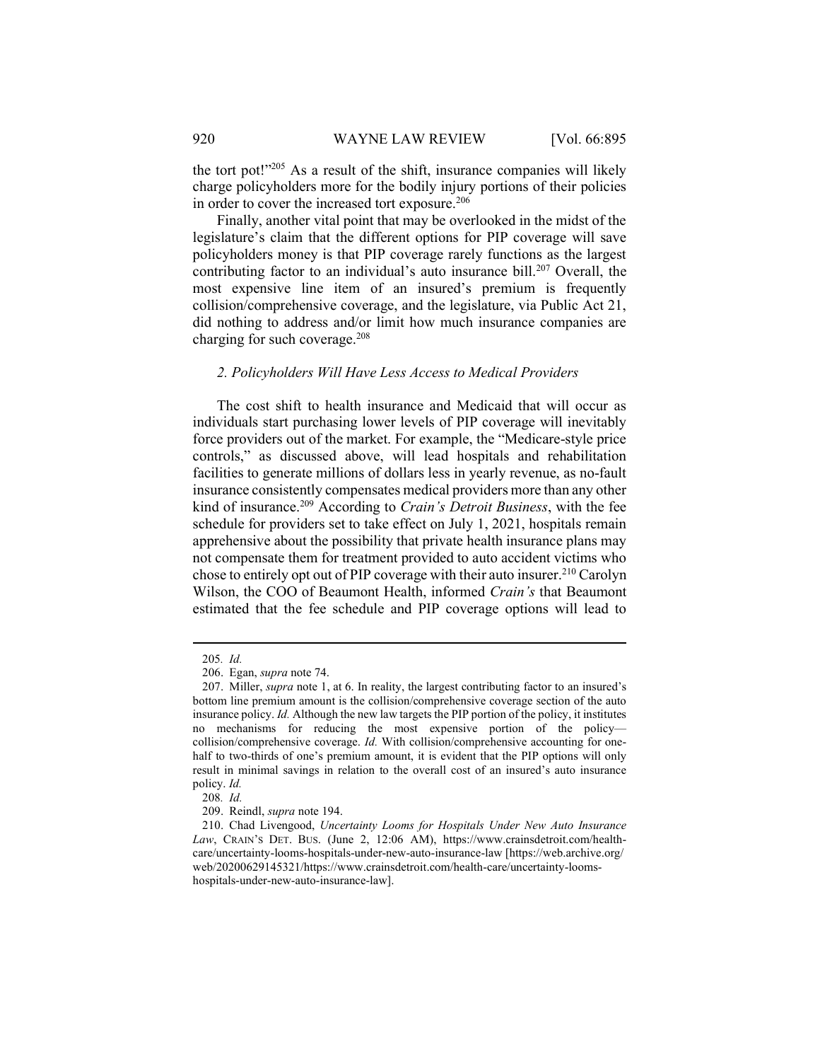the tort pot!"[205] As a result of the shift, insurance companies will likely charge policyholders more for the bodily injury portions of their policies in order to cover the increased tort exposure.[206]

Finally, another vital point that may be overlooked in the midst of the legislature's claim that the different options for PIP coverage will save policyholders money is that PIP coverage rarely functions as the largest contributing factor to an individual's auto insurance bill.[207] Overall, the most expensive line item of an insured's premium is frequently collision/comprehensive coverage, and the legislature, via Public Act 21, did nothing to address and/or limit how much insurance companies are charging for such coverage.[208]

### *2. Policyholders Will Have Less Access to Medical Providers*

The cost shift to health insurance and Medicaid that will occur as individuals start purchasing lower levels of PIP coverage will inevitably force providers out of the market. For example, the "Medicare-style price controls," as discussed above, will lead hospitals and rehabilitation facilities to generate millions of dollars less in yearly revenue, as no-fault insurance consistently compensates medical providers more than any other kind of insurance.[209] According to *Crain's Detroit Business*, with the fee schedule for providers set to take effect on July 1, 2021, hospitals remain apprehensive about the possibility that private health insurance plans may not compensate them for treatment provided to auto accident victims who chose to entirely opt out of PIP coverage with their auto insurer.[210] Carolyn Wilson, the COO of Beaumont Health, informed *Crain's* that Beaumont estimated that the fee schedule and PIP coverage options will lead to

---

205. *Id.*

206. Egan, *supra* note 74.

207. Miller, *supra* note 1, at 6. In reality, the largest contributing factor to an insured's bottom line premium amount is the collision/comprehensive coverage section of the auto insurance policy. *Id.* Although the new law targets the PIP portion of the policy, it institutes no mechanisms for reducing the most expensive portion of the policy—collision/comprehensive coverage. *Id.* With collision/comprehensive accounting for one-half to two-thirds of one's premium amount, it is evident that the PIP options will only result in minimal savings in relation to the overall cost of an insured's auto insurance policy. *Id.*

208. *Id.*

209. Reindl, *supra* note 194.

210. Chad Livengood, *Uncertainty Looms for Hospitals Under New Auto Insurance Law*, CRAIN'S DET. BUS. (June 2, 12:06 AM), https://www.crainsdetroit.com/health-care/uncertainty-looms-hospitals-under-new-auto-insurance-law [https://web.archive.org/web/20200629145321/https://www.crainsdetroit.com/health-care/uncertainty-looms-hospitals-under-new-auto-insurance-law].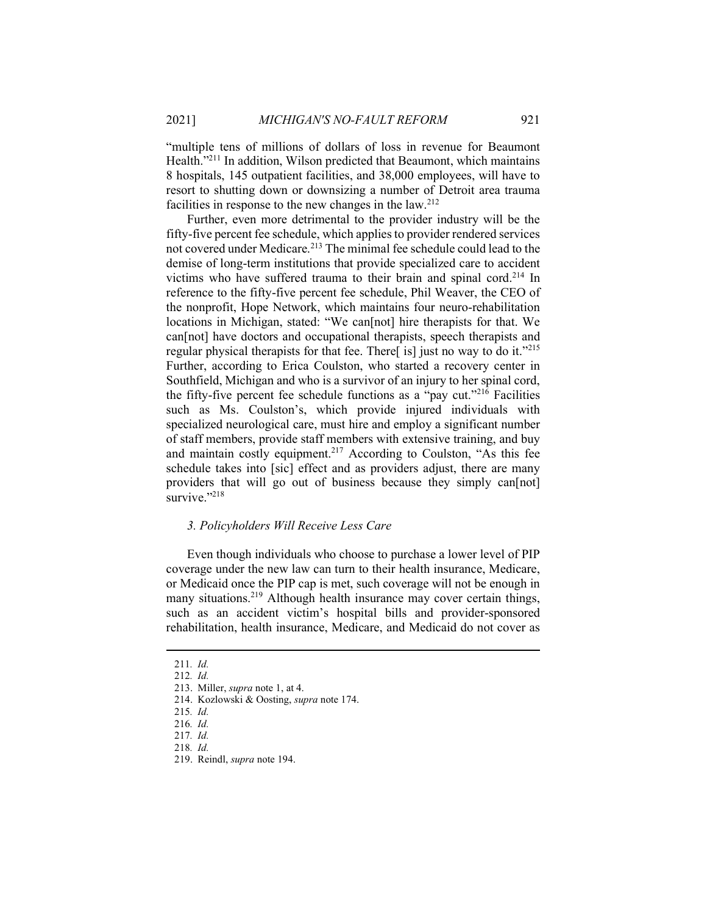"multiple tens of millions of dollars of loss in revenue for Beaumont Health."[211] In addition, Wilson predicted that Beaumont, which maintains 8 hospitals, 145 outpatient facilities, and 38,000 employees, will have to resort to shutting down or downsizing a number of Detroit area trauma facilities in response to the new changes in the law.[212]

Further, even more detrimental to the provider industry will be the fifty-five percent fee schedule, which applies to provider rendered services not covered under Medicare.[213] The minimal fee schedule could lead to the demise of long-term institutions that provide specialized care to accident victims who have suffered trauma to their brain and spinal cord.[214] In reference to the fifty-five percent fee schedule, Phil Weaver, the CEO of the nonprofit, Hope Network, which maintains four neuro-rehabilitation locations in Michigan, stated: "We can[not] hire therapists for that. We can[not] have doctors and occupational therapists, speech therapists and regular physical therapists for that fee. There[ is] just no way to do it."[215] Further, according to Erica Coulston, who started a recovery center in Southfield, Michigan and who is a survivor of an injury to her spinal cord, the fifty-five percent fee schedule functions as a "pay cut."[216] Facilities such as Ms. Coulston's, which provide injured individuals with specialized neurological care, must hire and employ a significant number of staff members, provide staff members with extensive training, and buy and maintain costly equipment.[217] According to Coulston, "As this fee schedule takes into [sic] effect and as providers adjust, there are many providers that will go out of business because they simply can[not] survive."[218]

### *3. Policyholders Will Receive Less Care*

Even though individuals who choose to purchase a lower level of PIP coverage under the new law can turn to their health insurance, Medicare, or Medicaid once the PIP cap is met, such coverage will not be enough in many situations.[219] Although health insurance may cover certain things, such as an accident victim's hospital bills and provider-sponsored rehabilitation, health insurance, Medicare, and Medicaid do not cover as

---

211. *Id.*
212. *Id.*
213. Miller, *supra* note 1, at 4.
214. Kozlowski & Oosting, *supra* note 174.
215. *Id.*
216. *Id.*
217. *Id.*
218. *Id.*
219. Reindl, *supra* note 194.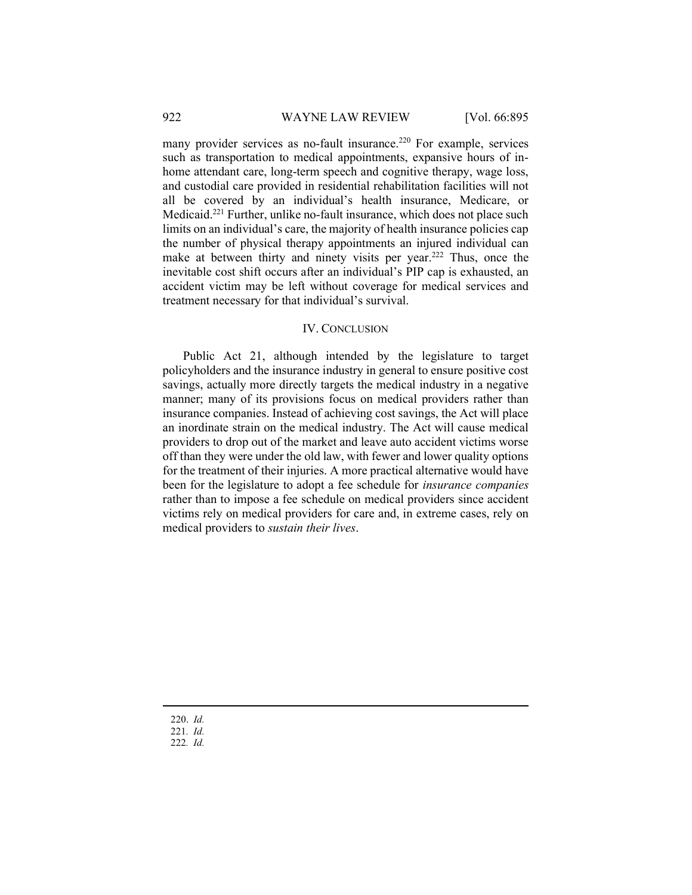many provider services as no-fault insurance.[220] For example, services such as transportation to medical appointments, expansive hours of in-home attendant care, long-term speech and cognitive therapy, wage loss, and custodial care provided in residential rehabilitation facilities will not all be covered by an individual's health insurance, Medicare, or Medicaid.[221] Further, unlike no-fault insurance, which does not place such limits on an individual's care, the majority of health insurance policies cap the number of physical therapy appointments an injured individual can make at between thirty and ninety visits per year.[222] Thus, once the inevitable cost shift occurs after an individual's PIP cap is exhausted, an accident victim may be left without coverage for medical services and treatment necessary for that individual's survival.

## IV. CONCLUSION

Public Act 21, although intended by the legislature to target policyholders and the insurance industry in general to ensure positive cost savings, actually more directly targets the medical industry in a negative manner; many of its provisions focus on medical providers rather than insurance companies. Instead of achieving cost savings, the Act will place an inordinate strain on the medical industry. The Act will cause medical providers to drop out of the market and leave auto accident victims worse off than they were under the old law, with fewer and lower quality options for the treatment of their injuries. A more practical alternative would have been for the legislature to adopt a fee schedule for *insurance companies* rather than to impose a fee schedule on medical providers since accident victims rely on medical providers for care and, in extreme cases, rely on medical providers to *sustain their lives*.

---

220. *Id.*
221. *Id.*
222. *Id.*